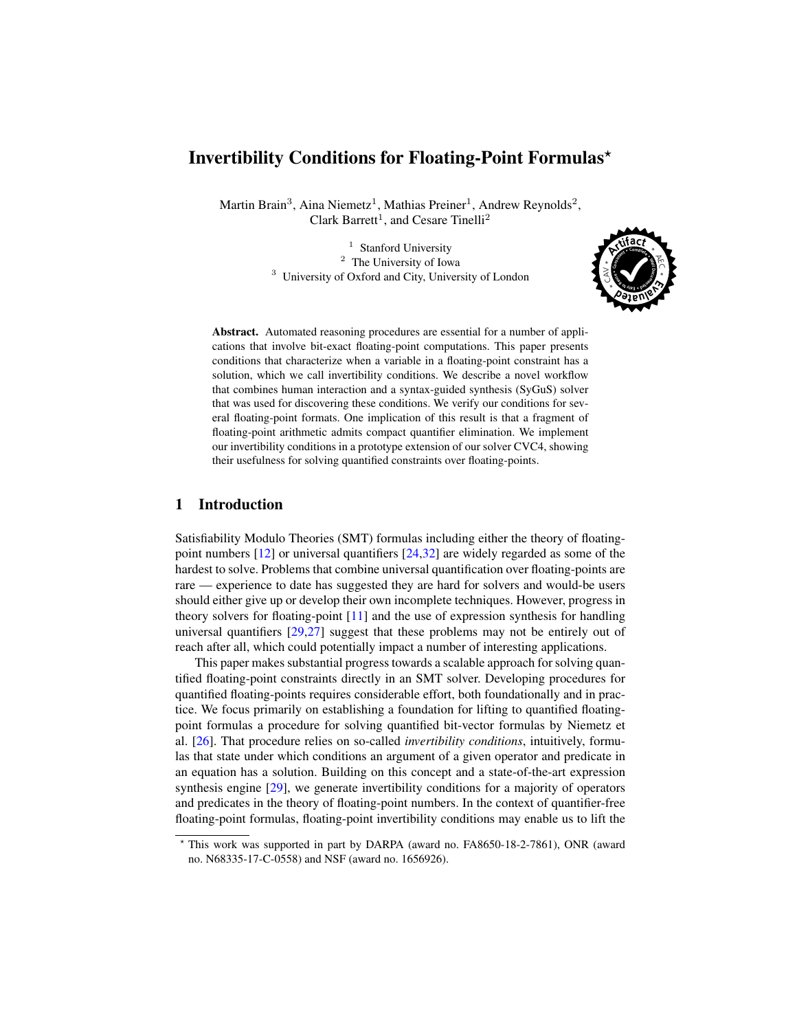# Invertibility Conditions for Floating-Point Formulas*

Martin Brain[3], Aina Niemetz[1], Mathias Preiner[1], Andrew Reynolds[2], Clark Barrett[1], and Cesare Tinelli[2]

[1] Stanford University
[2] The University of Iowa
[3] University of Oxford and City, University of London

**Abstract.** Automated reasoning procedures are essential for a number of applications that involve bit-exact floating-point computations. This paper presents conditions that characterize when a variable in a floating-point constraint has a solution, which we call invertibility conditions. We describe a novel workflow that combines human interaction and a syntax-guided synthesis (SyGuS) solver that was used for discovering these conditions. We verify our conditions for several floating-point formats. One implication of this result is that a fragment of floating-point arithmetic admits compact quantifier elimination. We implement our invertibility conditions in a prototype extension of our solver CVC4, showing their usefulness for solving quantified constraints over floating-points.

## 1 Introduction

Satisfiability Modulo Theories (SMT) formulas including either the theory of floating-point numbers [12] or universal quantifiers [24,32] are widely regarded as some of the hardest to solve. Problems that combine universal quantification over floating-points are rare — experience to date has suggested they are hard for solvers and would-be users should either give up or develop their own incomplete techniques. However, progress in theory solvers for floating-point [11] and the use of expression synthesis for handling universal quantifiers [29,27] suggest that these problems may not be entirely out of reach after all, which could potentially impact a number of interesting applications.

This paper makes substantial progress towards a scalable approach for solving quantified floating-point constraints directly in an SMT solver. Developing procedures for quantified floating-points requires considerable effort, both foundationally and in practice. We focus primarily on establishing a foundation for lifting to quantified floating-point formulas a procedure for solving quantified bit-vector formulas by Niemetz et al. [26]. That procedure relies on so-called *invertibility conditions*, intuitively, formulas that state under which conditions an argument of a given operator and predicate in an equation has a solution. Building on this concept and a state-of-the-art expression synthesis engine [29], we generate invertibility conditions for a majority of operators and predicates in the theory of floating-point numbers. In the context of quantifier-free floating-point formulas, floating-point invertibility conditions may enable us to lift the

* This work was supported in part by DARPA (award no. FA8650-18-2-7861), ONR (award no. N68335-17-C-0558) and NSF (award no. 1656926).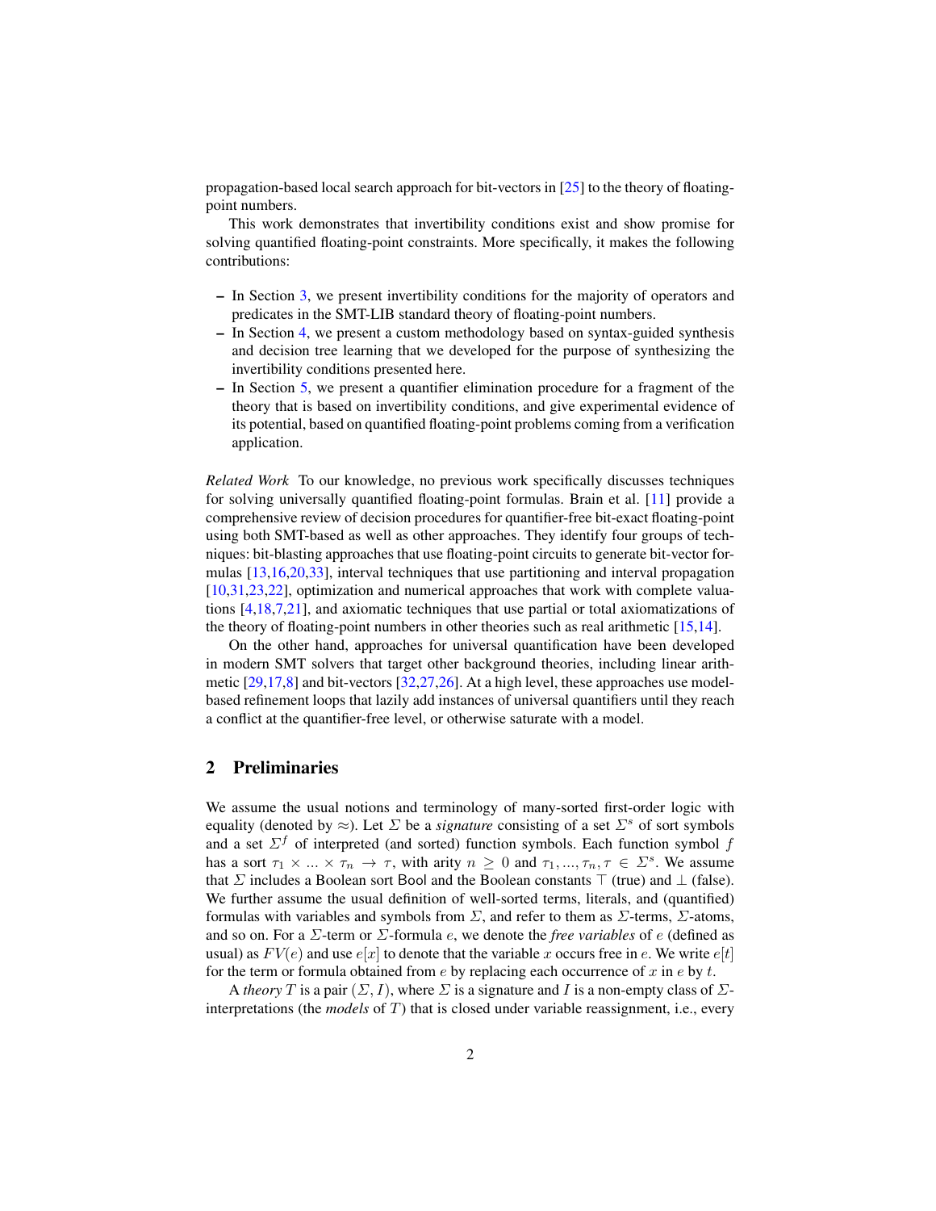propagation-based local search approach for bit-vectors in [25] to the theory of floating-point numbers.

This work demonstrates that invertibility conditions exist and show promise for solving quantified floating-point constraints. More specifically, it makes the following contributions:

- In Section 3, we present invertibility conditions for the majority of operators and predicates in the SMT-LIB standard theory of floating-point numbers.
- In Section 4, we present a custom methodology based on syntax-guided synthesis and decision tree learning that we developed for the purpose of synthesizing the invertibility conditions presented here.
- In Section 5, we present a quantifier elimination procedure for a fragment of the theory that is based on invertibility conditions, and give experimental evidence of its potential, based on quantified floating-point problems coming from a verification application.

*Related Work* To our knowledge, no previous work specifically discusses techniques for solving universally quantified floating-point formulas. Brain et al. [11] provide a comprehensive review of decision procedures for quantifier-free bit-exact floating-point using both SMT-based as well as other approaches. They identify four groups of techniques: bit-blasting approaches that use floating-point circuits to generate bit-vector formulas [13,16,20,33], interval techniques that use partitioning and interval propagation [10,31,23,22], optimization and numerical approaches that work with complete valuations [4,18,7,21], and axiomatic techniques that use partial or total axiomatizations of the theory of floating-point numbers in other theories such as real arithmetic [15,14].

On the other hand, approaches for universal quantification have been developed in modern SMT solvers that target other background theories, including linear arithmetic [29,17,8] and bit-vectors [32,27,26]. At a high level, these approaches use model-based refinement loops that lazily add instances of universal quantifiers until they reach a conflict at the quantifier-free level, or otherwise saturate with a model.

## 2 Preliminaries

We assume the usual notions and terminology of many-sorted first-order logic with equality (denoted by $\approx$). Let $\Sigma$ be a *signature* consisting of a set $\Sigma^s$ of sort symbols and a set $\Sigma^f$ of interpreted (and sorted) function symbols. Each function symbol $f$ has a sort $\tau_1 \times ... \times \tau_n \to \tau$, with arity $n \geq 0$ and $\tau_1, ..., \tau_n, \tau \in \Sigma^s$. We assume that $\Sigma$ includes a Boolean sort Bool and the Boolean constants $\top$ (true) and $\bot$ (false). We further assume the usual definition of well-sorted terms, literals, and (quantified) formulas with variables and symbols from $\Sigma$, and refer to them as $\Sigma$-terms, $\Sigma$-atoms, and so on. For a $\Sigma$-term or $\Sigma$-formula $e$, we denote the *free variables* of $e$ (defined as usual) as $FV(e)$ and use $e[x]$ to denote that the variable $x$ occurs free in $e$. We write $e[t]$ for the term or formula obtained from $e$ by replacing each occurrence of $x$ in $e$ by $t$.

A *theory* $T$ is a pair $(\Sigma, I)$, where $\Sigma$ is a signature and $I$ is a non-empty class of $\Sigma$-interpretations (the *models* of $T$) that is closed under variable reassignment, i.e., every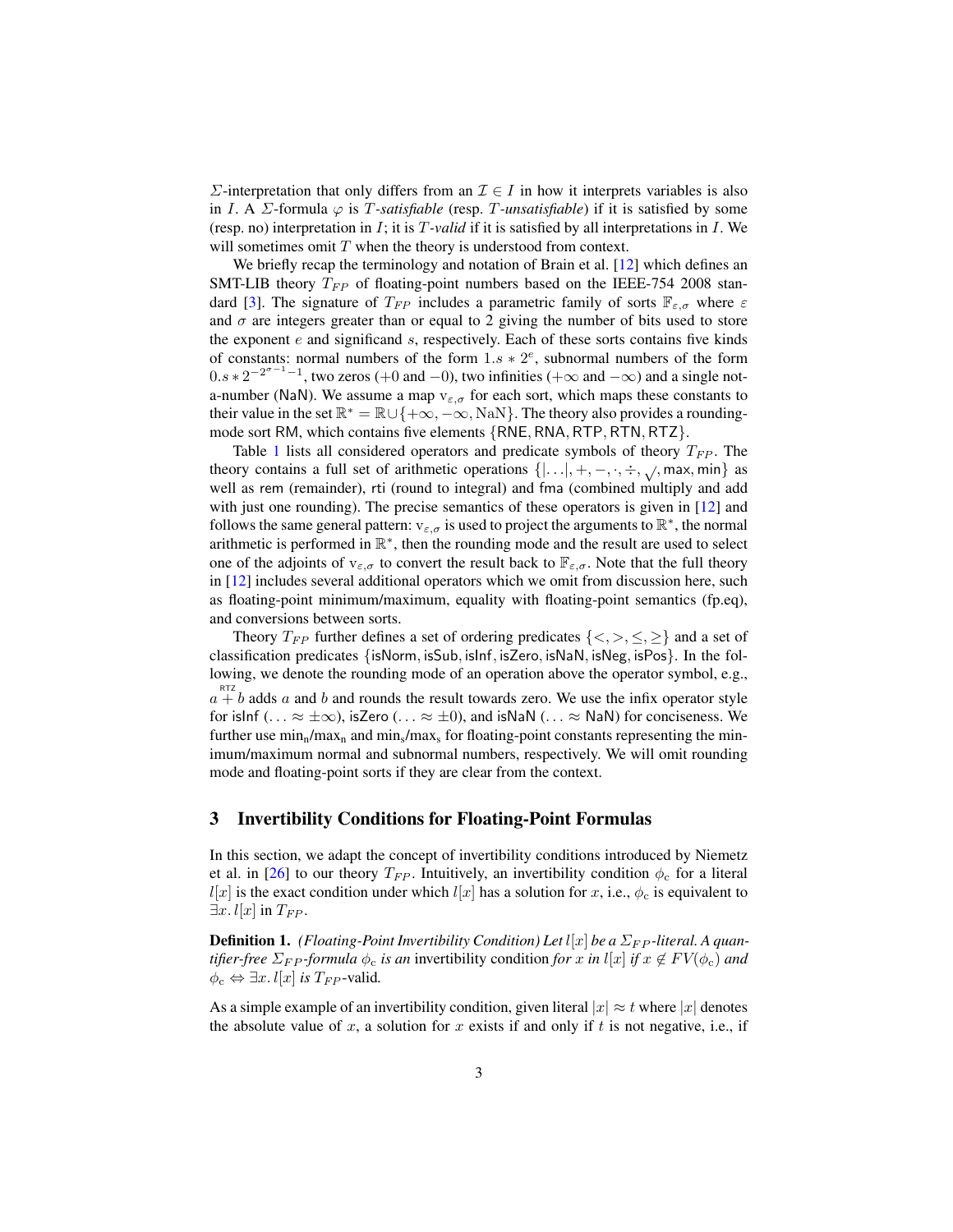$\Sigma$-interpretation that only differs from an $\mathcal{I} \in I$ in how it interprets variables is also in $I$. A $\Sigma$-formula $\varphi$ is *$T$-satisfiable* (resp. *$T$-unsatisfiable*) if it is satisfied by some (resp. no) interpretation in $I$; it is *$T$-valid* if it is satisfied by all interpretations in $I$. We will sometimes omit $T$ when the theory is understood from context.

We briefly recap the terminology and notation of Brain et al. [12] which defines an SMT-LIB theory $T_{FP}$ of floating-point numbers based on the IEEE-754 2008 standard [3]. The signature of $T_{FP}$ includes a parametric family of sorts $\mathbb{F}_{\varepsilon,\sigma}$ where $\varepsilon$ and $\sigma$ are integers greater than or equal to 2 giving the number of bits used to store the exponent $e$ and significand $s$, respectively. Each of these sorts contains five kinds of constants: normal numbers of the form $1.s * 2^e$, subnormal numbers of the form $0.s * 2^{-2^{\sigma-1}-1}$, two zeros ($+0$ and $-0$), two infinities ($+\infty$ and $-\infty$) and a single not-a-number (NaN). We assume a map $\mathrm{v}_{\varepsilon,\sigma}$ for each sort, which maps these constants to their value in the set $\mathbb{R}^* = \mathbb{R} \cup \{+\infty, -\infty, \mathrm{NaN}\}$. The theory also provides a rounding-mode sort RM, which contains five elements $\{\mathsf{RNE}, \mathsf{RNA}, \mathsf{RTP}, \mathsf{RTN}, \mathsf{RTZ}\}$.

Table 1 lists all considered operators and predicate symbols of theory $T_{FP}$. The theory contains a full set of arithmetic operations $\{|\ldots|, +, -, \cdot, \div, \sqrt{}, \mathsf{max}, \mathsf{min}\}$ as well as rem (remainder), rti (round to integral) and fma (combined multiply and add with just one rounding). The precise semantics of these operators is given in [12] and follows the same general pattern: $\mathrm{v}_{\varepsilon,\sigma}$ is used to project the arguments to $\mathbb{R}^*$, the normal arithmetic is performed in $\mathbb{R}^*$, then the rounding mode and the result are used to select one of the adjoints of $\mathrm{v}_{\varepsilon,\sigma}$ to convert the result back to $\mathbb{F}_{\varepsilon,\sigma}$. Note that the full theory in [12] includes several additional operators which we omit from discussion here, such as floating-point minimum/maximum, equality with floating-point semantics (fp.eq), and conversions between sorts.

Theory $T_{FP}$ further defines a set of ordering predicates $\{<, >, \leq, \geq\}$ and a set of classification predicates $\{\mathsf{isNorm}, \mathsf{isSub}, \mathsf{isInf}, \mathsf{isZero}, \mathsf{isNaN}, \mathsf{isNeg}, \mathsf{isPos}\}$. In the following, we denote the rounding mode of an operation above the operator symbol, e.g., $a \overset{\mathsf{RTZ}}{+} b$ adds $a$ and $b$ and rounds the result towards zero. We use the infix operator style for isInf ($\ldots \approx \pm\infty$), isZero ($\ldots \approx \pm 0$), and isNaN ($\ldots \approx \mathsf{NaN}$) for conciseness. We further use $\min_n$/$\max_n$ and $\min_s$/$\max_s$ for floating-point constants representing the minimum/maximum normal and subnormal numbers, respectively. We will omit rounding mode and floating-point sorts if they are clear from the context.

## 3 Invertibility Conditions for Floating-Point Formulas

In this section, we adapt the concept of invertibility conditions introduced by Niemetz et al. in [26] to our theory $T_{FP}$. Intuitively, an invertibility condition $\phi_c$ for a literal $l[x]$ is the exact condition under which $l[x]$ has a solution for $x$, i.e., $\phi_c$ is equivalent to $\exists x.\, l[x]$ in $T_{FP}$.

**Definition 1.** *(Floating-Point Invertibility Condition) Let $l[x]$ be a $\Sigma_{FP}$-literal. A quantifier-free $\Sigma_{FP}$-formula $\phi_c$ is an* invertibility condition *for $x$ in $l[x]$ if $x \notin FV(\phi_c)$ and $\phi_c \Leftrightarrow \exists x.\, l[x]$ is $T_{FP}$*-valid.

As a simple example of an invertibility condition, given literal $|x| \approx t$ where $|x|$ denotes the absolute value of $x$, a solution for $x$ exists if and only if $t$ is not negative, i.e., if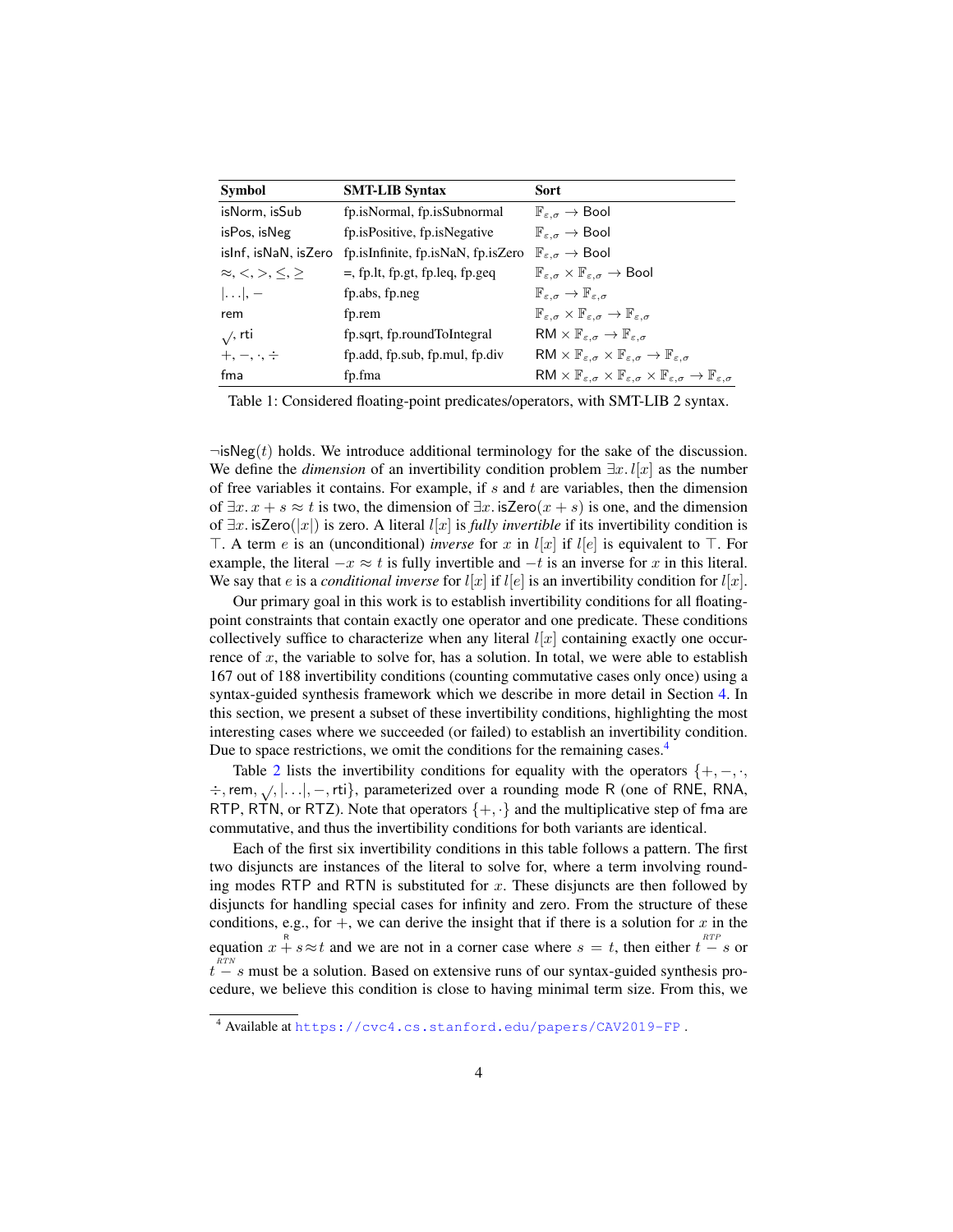| Symbol | SMT-LIB Syntax | Sort |
|---|---|---|
| isNorm, isSub | fp.isNormal, fp.isSubnormal | $\mathbb{F}_{\varepsilon,\sigma} \rightarrow \mathsf{Bool}$ |
| isPos, isNeg | fp.isPositive, fp.isNegative | $\mathbb{F}_{\varepsilon,\sigma} \rightarrow \mathsf{Bool}$ |
| isInf, isNaN, isZero | fp.isInfinite, fp.isNaN, fp.isZero | $\mathbb{F}_{\varepsilon,\sigma} \rightarrow \mathsf{Bool}$ |
| $\approx, <, >, \leq, \geq$ | =, fp.lt, fp.gt, fp.leq, fp.geq | $\mathbb{F}_{\varepsilon,\sigma} \times \mathbb{F}_{\varepsilon,\sigma} \rightarrow \mathsf{Bool}$ |
| $\lvert\ldots\rvert, -$ | fp.abs, fp.neg | $\mathbb{F}_{\varepsilon,\sigma} \rightarrow \mathbb{F}_{\varepsilon,\sigma}$ |
| rem | fp.rem | $\mathbb{F}_{\varepsilon,\sigma} \times \mathbb{F}_{\varepsilon,\sigma} \rightarrow \mathbb{F}_{\varepsilon,\sigma}$ |
| $\surd$, rti | fp.sqrt, fp.roundToIntegral | $\mathsf{RM} \times \mathbb{F}_{\varepsilon,\sigma} \rightarrow \mathbb{F}_{\varepsilon,\sigma}$ |
| $+, -, \cdot, \div$ | fp.add, fp.sub, fp.mul, fp.div | $\mathsf{RM} \times \mathbb{F}_{\varepsilon,\sigma} \times \mathbb{F}_{\varepsilon,\sigma} \rightarrow \mathbb{F}_{\varepsilon,\sigma}$ |
| fma | fp.fma | $\mathsf{RM} \times \mathbb{F}_{\varepsilon,\sigma} \times \mathbb{F}_{\varepsilon,\sigma} \times \mathbb{F}_{\varepsilon,\sigma} \rightarrow \mathbb{F}_{\varepsilon,\sigma}$ |

Table 1: Considered floating-point predicates/operators, with SMT-LIB 2 syntax.

$\neg\mathsf{isNeg}(t)$ holds. We introduce additional terminology for the sake of the discussion. We define the *dimension* of an invertibility condition problem $\exists x.\, l[x]$ as the number of free variables it contains. For example, if $s$ and $t$ are variables, then the dimension of $\exists x.\, x + s \approx t$ is two, the dimension of $\exists x.\, \mathsf{isZero}(x + s)$ is one, and the dimension of $\exists x.\, \mathsf{isZero}(|x|)$ is zero. A literal $l[x]$ is *fully invertible* if its invertibility condition is $\top$. A term $e$ is an (unconditional) *inverse* for $x$ in $l[x]$ if $l[e]$ is equivalent to $\top$. For example, the literal $-x \approx t$ is fully invertible and $-t$ is an inverse for $x$ in this literal. We say that $e$ is a *conditional inverse* for $l[x]$ if $l[e]$ is an invertibility condition for $l[x]$.

Our primary goal in this work is to establish invertibility conditions for all floating-point constraints that contain exactly one operator and one predicate. These conditions collectively suffice to characterize when any literal $l[x]$ containing exactly one occurrence of $x$, the variable to solve for, has a solution. In total, we were able to establish 167 out of 188 invertibility conditions (counting commutative cases only once) using a syntax-guided synthesis framework which we describe in more detail in Section 4. In this section, we present a subset of these invertibility conditions, highlighting the most interesting cases where we succeeded (or failed) to establish an invertibility condition. Due to space restrictions, we omit the conditions for the remaining cases.[4]

Table 2 lists the invertibility conditions for equality with the operators $\{+, -, \cdot, \div, \mathsf{rem}, \surd, |\ldots|, -, \mathsf{rti}\}$, parameterized over a rounding mode R (one of RNE, RNA, RTP, RTN, or RTZ). Note that operators $\{+, \cdot\}$ and the multiplicative step of fma are commutative, and thus the invertibility conditions for both variants are identical.

Each of the first six invertibility conditions in this table follows a pattern. The first two disjuncts are instances of the literal to solve for, where a term involving rounding modes RTP and RTN is substituted for $x$. These disjuncts are then followed by disjuncts for handling special cases for infinity and zero. From the structure of these conditions, e.g., for $+$, we can derive the insight that if there is a solution for $x$ in the equation $x \overset{\mathsf{R}}{+} s \approx t$ and we are not in a corner case where $s = t$, then either $t \overset{RTP}{-} s$ or $t \overset{RTN}{-} s$ must be a solution. Based on extensive runs of our syntax-guided synthesis procedure, we believe this condition is close to having minimal term size. From this, we

[4] Available at https://cvc4.cs.stanford.edu/papers/CAV2019-FP .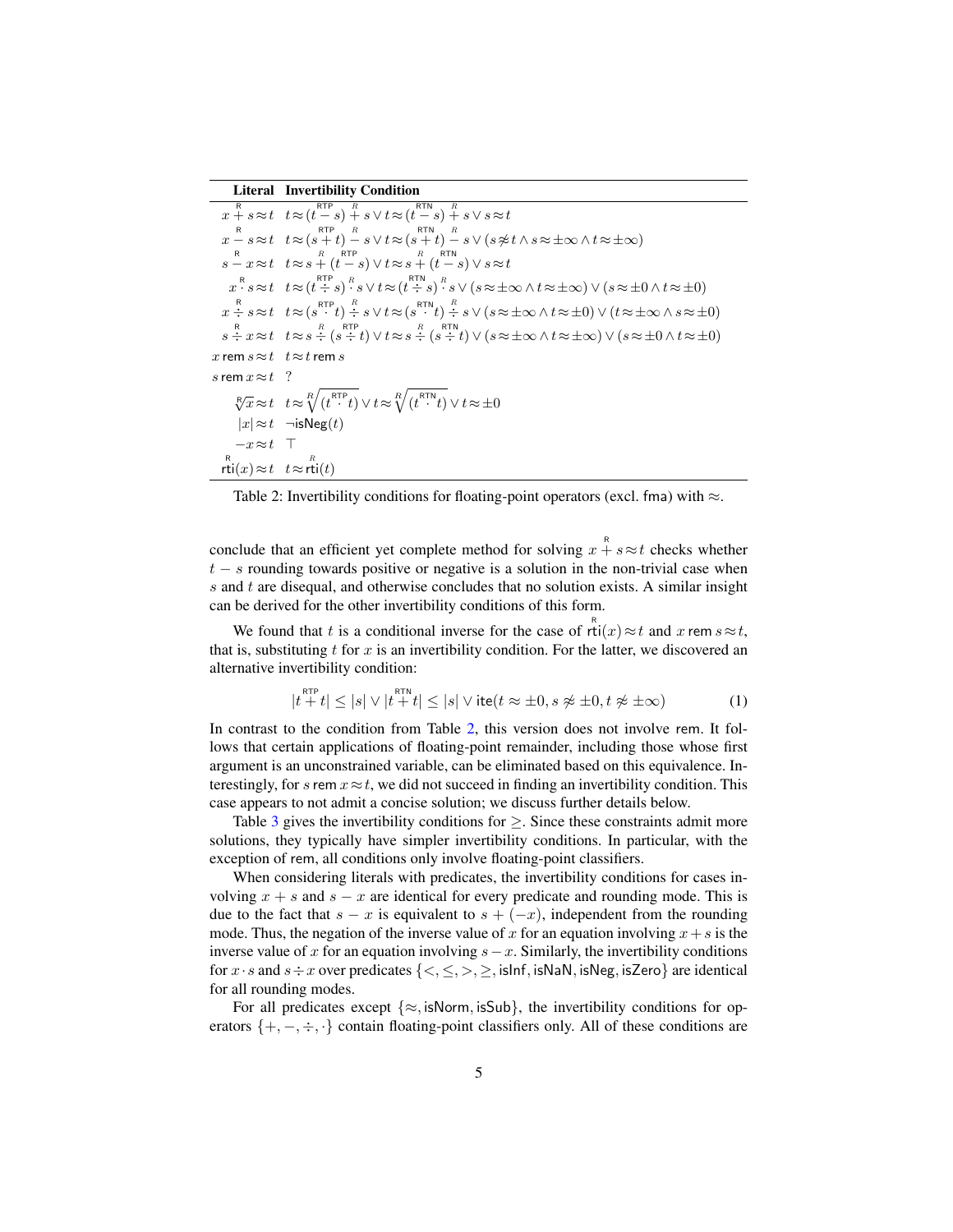| Literal | Invertibility Condition |
| --- | --- |
| $x \overset{\mathsf{R}}{+} s \approx t$ | $t \approx (t \overset{\mathsf{RTP}}{-} s) \overset{R}{+} s \vee t \approx (t \overset{\mathsf{RTN}}{-} s) \overset{R}{+} s \vee s \approx t$ |
| $x \overset{\mathsf{R}}{-} s \approx t$ | $t \approx (s \overset{\mathsf{RTP}}{+} t) \overset{R}{-} s \vee t \approx (s \overset{\mathsf{RTN}}{+} t) \overset{R}{-} s \vee (s \not\approx t \wedge s \approx \pm\infty \wedge t \approx \pm\infty)$ |
| $s \overset{\mathsf{R}}{-} x \approx t$ | $t \approx s \overset{R}{+} (t \overset{\mathsf{RTP}}{-} s) \vee t \approx s \overset{R}{+} (t \overset{\mathsf{RTN}}{-} s) \vee s \approx t$ |
| $x \overset{\mathsf{R}}{\cdot} s \approx t$ | $t \approx (t \overset{\mathsf{RTP}}{\div} s) \overset{R}{\cdot} s \vee t \approx (t \overset{\mathsf{RTN}}{\div} s) \overset{R}{\cdot} s \vee (s \approx \pm\infty \wedge t \approx \pm\infty) \vee (s \approx \pm 0 \wedge t \approx \pm 0)$ |
| $x \overset{\mathsf{R}}{\div} s \approx t$ | $t \approx (s \overset{\mathsf{RTP}}{\cdot} t) \overset{R}{\div} s \vee t \approx (s \overset{\mathsf{RTN}}{\cdot} t) \overset{R}{\div} s \vee (s \approx \pm\infty \wedge t \approx \pm 0) \vee (t \approx \pm\infty \wedge s \approx \pm 0)$ |
| $s \overset{\mathsf{R}}{\div} x \approx t$ | $t \approx s \overset{R}{\div} (s \overset{\mathsf{RTP}}{\div} t) \vee t \approx s \overset{R}{\div} (s \overset{\mathsf{RTN}}{\div} t) \vee (s \approx \pm\infty \wedge t \approx \pm\infty) \vee (s \approx \pm 0 \wedge t \approx \pm 0)$ |
| $x \,\mathsf{rem}\, s \approx t$ | $t \approx t \,\mathsf{rem}\, s$ |
| $s \,\mathsf{rem}\, x \approx t$ | ? |
| $\sqrt[\mathsf{R}]{x} \approx t$ | $t \approx \sqrt[R]{(t \overset{\mathsf{RTP}}{\cdot} t)} \vee t \approx \sqrt[R]{(t \overset{\mathsf{RTN}}{\cdot} t)} \vee t \approx \pm 0$ |
| $\lvert x \rvert \approx t$ | $\neg \mathsf{isNeg}(t)$ |
| $-x \approx t$ | $\top$ |
| $\overset{\mathsf{R}}{\mathsf{rti}}(x) \approx t$ | $t \approx \overset{R}{\mathsf{rti}}(t)$ |

Table 2: Invertibility conditions for floating-point operators (excl. fma) with $\approx$.

conclude that an efficient yet complete method for solving $x \overset{\mathsf{R}}{+} s \approx t$ checks whether $t - s$ rounding towards positive or negative is a solution in the non-trivial case when $s$ and $t$ are disequal, and otherwise concludes that no solution exists. A similar insight can be derived for the other invertibility conditions of this form.

We found that $t$ is a conditional inverse for the case of $\overset{\mathsf{R}}{\mathsf{rti}}(x) \approx t$ and $x \,\mathsf{rem}\, s \approx t$, that is, substituting $t$ for $x$ is an invertibility condition. For the latter, we discovered an alternative invertibility condition:

$$|t \overset{\mathsf{RTP}}{+} t| \leq |s| \vee |t \overset{\mathsf{RTN}}{+} t| \leq |s| \vee \mathsf{ite}(t \approx \pm 0, s \not\approx \pm 0, t \not\approx \pm\infty) \quad (1)$$

In contrast to the condition from Table 2, this version does not involve rem. It follows that certain applications of floating-point remainder, including those whose first argument is an unconstrained variable, can be eliminated based on this equivalence. Interestingly, for $s \,\mathsf{rem}\, x \approx t$, we did not succeed in finding an invertibility condition. This case appears to not admit a concise solution; we discuss further details below.

Table 3 gives the invertibility conditions for $\geq$. Since these constraints admit more solutions, they typically have simpler invertibility conditions. In particular, with the exception of rem, all conditions only involve floating-point classifiers.

When considering literals with predicates, the invertibility conditions for cases involving $x + s$ and $s - x$ are identical for every predicate and rounding mode. This is due to the fact that $s - x$ is equivalent to $s + (-x)$, independent from the rounding mode. Thus, the negation of the inverse value of $x$ for an equation involving $x + s$ is the inverse value of $x$ for an equation involving $s - x$. Similarly, the invertibility conditions for $x \cdot s$ and $s \div x$ over predicates $\{<, \leq, >, \geq, \mathsf{isInf}, \mathsf{isNaN}, \mathsf{isNeg}, \mathsf{isZero}\}$ are identical for all rounding modes.

For all predicates except $\{\approx, \mathsf{isNorm}, \mathsf{isSub}\}$, the invertibility conditions for operators $\{+, -, \div, \cdot\}$ contain floating-point classifiers only. All of these conditions are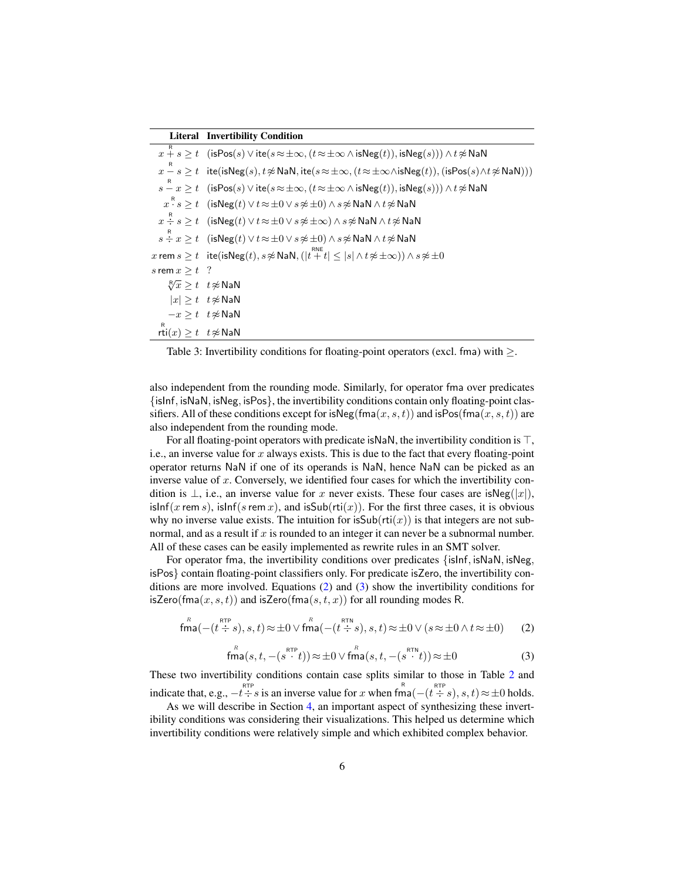| Literal | Invertibility Condition |
|---|---|
| $x \overset{\mathsf{R}}{+} s \geq t$ | $(\mathsf{isPos}(s) \vee \mathsf{ite}(s \approx \pm\infty, (t \approx \pm\infty \wedge \mathsf{isNeg}(t)), \mathsf{isNeg}(s))) \wedge t \not\approx \mathsf{NaN}$ |
| $x \overset{\mathsf{R}}{-} s \geq t$ | $\mathsf{ite}(\mathsf{isNeg}(s), t \not\approx \mathsf{NaN}, \mathsf{ite}(s \approx \pm\infty, (t \approx \pm\infty \wedge \mathsf{isNeg}(t)), (\mathsf{isPos}(s) \wedge t \not\approx \mathsf{NaN})))$ |
| $s \overset{\mathsf{R}}{-} x \geq t$ | $(\mathsf{isPos}(s) \vee \mathsf{ite}(s \approx \pm\infty, (t \approx \pm\infty \wedge \mathsf{isNeg}(t)), \mathsf{isNeg}(s))) \wedge t \not\approx \mathsf{NaN}$ |
| $x \overset{\mathsf{R}}{\cdot} s \geq t$ | $(\mathsf{isNeg}(t) \vee t \approx \pm 0 \vee s \not\approx \pm 0) \wedge s \not\approx \mathsf{NaN} \wedge t \not\approx \mathsf{NaN}$ |
| $x \overset{\mathsf{R}}{\div} s \geq t$ | $(\mathsf{isNeg}(t) \vee t \approx \pm 0 \vee s \not\approx \pm\infty) \wedge s \not\approx \mathsf{NaN} \wedge t \not\approx \mathsf{NaN}$ |
| $s \overset{\mathsf{R}}{\div} x \geq t$ | $(\mathsf{isNeg}(t) \vee t \approx \pm 0 \vee s \not\approx \pm 0) \wedge s \not\approx \mathsf{NaN} \wedge t \not\approx \mathsf{NaN}$ |
| $x \;\mathsf{rem}\; s \geq t$ | $\mathsf{ite}(\mathsf{isNeg}(t), s \not\approx \mathsf{NaN}, (\lvert t \overset{\mathsf{RNE}}{+} t \rvert \leq \lvert s \rvert \wedge t \not\approx \pm\infty)) \wedge s \not\approx \pm 0$ |
| $s \;\mathsf{rem}\; x \geq t$ | ? |
| $\sqrt[\mathsf{R}]{x} \geq t$ | $t \not\approx \mathsf{NaN}$ |
| $\lvert x \rvert \geq t$ | $t \not\approx \mathsf{NaN}$ |
| $-x \geq t$ | $t \not\approx \mathsf{NaN}$ |
| $\overset{\mathsf{R}}{\mathsf{rti}}(x) \geq t$ | $t \not\approx \mathsf{NaN}$ |

Table 3: Invertibility conditions for floating-point operators (excl. fma) with $\geq$.

also independent from the rounding mode. Similarly, for operator fma over predicates {isInf, isNaN, isNeg, isPos}, the invertibility conditions contain only floating-point classifiers. All of these conditions except for $\mathsf{isNeg}(\mathsf{fma}(x, s, t))$ and $\mathsf{isPos}(\mathsf{fma}(x, s, t))$ are also independent from the rounding mode.

For all floating-point operators with predicate isNaN, the invertibility condition is $\top$, i.e., an inverse value for $x$ always exists. This is due to the fact that every floating-point operator returns NaN if one of its operands is NaN, hence NaN can be picked as an inverse value of $x$. Conversely, we identified four cases for which the invertibility condition is $\bot$, i.e., an inverse value for $x$ never exists. These four cases are $\mathsf{isNeg}(\lvert x \rvert)$, $\mathsf{isInf}(x \;\mathsf{rem}\; s)$, $\mathsf{isInf}(s \;\mathsf{rem}\; x)$, and $\mathsf{isSub}(\mathsf{rti}(x))$. For the first three cases, it is obvious why no inverse value exists. The intuition for $\mathsf{isSub}(\mathsf{rti}(x))$ is that integers are not subnormal, and as a result if $x$ is rounded to an integer it can never be a subnormal number. All of these cases can be easily implemented as rewrite rules in an SMT solver.

For operator fma, the invertibility conditions over predicates {isInf, isNaN, isNeg, isPos} contain floating-point classifiers only. For predicate isZero, the invertibility conditions are more involved. Equations (2) and (3) show the invertibility conditions for $\mathsf{isZero}(\mathsf{fma}(x, s, t))$ and $\mathsf{isZero}(\mathsf{fma}(s, t, x))$ for all rounding modes R.

$$\overset{R}{\mathsf{fma}}(-(t \overset{\mathsf{RTP}}{\div} s), s, t) \approx \pm 0 \vee \overset{R}{\mathsf{fma}}(-(t \overset{\mathsf{RTN}}{\div} s), s, t) \approx \pm 0 \vee (s \approx \pm 0 \wedge t \approx \pm 0) \tag{2}$$

$$\overset{R}{\mathsf{fma}}(s, t, -(s \overset{\mathsf{RTP}}{\cdot} t)) \approx \pm 0 \vee \overset{R}{\mathsf{fma}}(s, t, -(s \overset{\mathsf{RTN}}{\cdot} t)) \approx \pm 0 \tag{3}$$

These two invertibility conditions contain case splits similar to those in Table 2 and indicate that, e.g., $-t \overset{\mathsf{RTP}}{\div} s$ is an inverse value for $x$ when $\overset{\mathsf{R}}{\mathsf{fma}}(-(t \overset{\mathsf{RTP}}{\div} s), s, t) \approx \pm 0$ holds.

As we will describe in Section 4, an important aspect of synthesizing these invertibility conditions was considering their visualizations. This helped us determine which invertibility conditions were relatively simple and which exhibited complex behavior.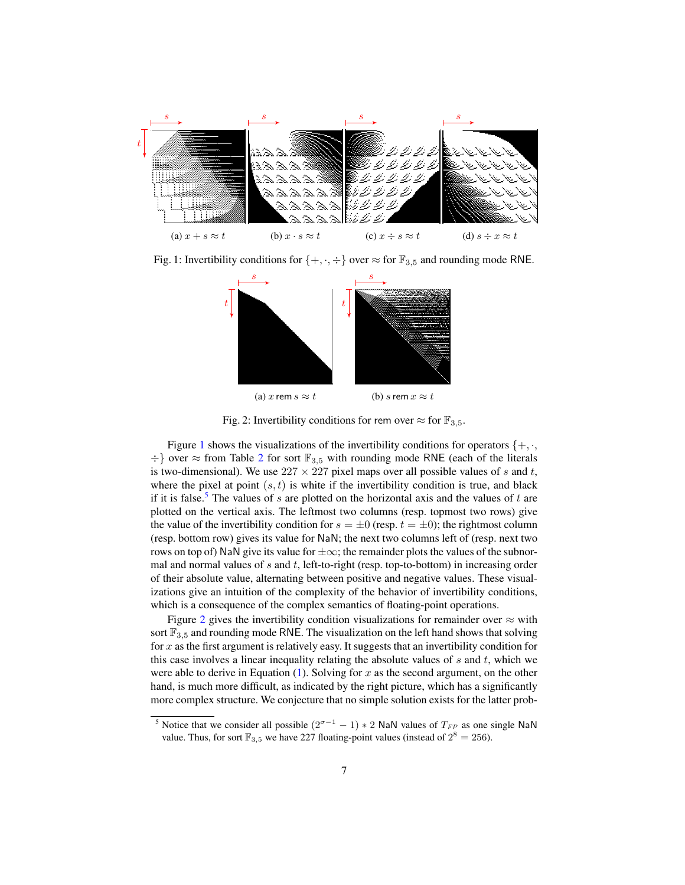(a) $x + s \approx t$ (b) $x \cdot s \approx t$ (c) $x \div s \approx t$ (d) $s \div x \approx t$

Fig. 1: Invertibility conditions for $\{+, \cdot, \div\}$ over $\approx$ for $\mathbb{F}_{3,5}$ and rounding mode RNE.

(a) $x$ rem $s \approx t$ (b) $s$ rem $x \approx t$

Fig. 2: Invertibility conditions for rem over $\approx$ for $\mathbb{F}_{3,5}$.

Figure 1 shows the visualizations of the invertibility conditions for operators $\{+, \cdot, \div\}$ over $\approx$ from Table 2 for sort $\mathbb{F}_{3,5}$ with rounding mode RNE (each of the literals is two-dimensional). We use $227 \times 227$ pixel maps over all possible values of $s$ and $t$, where the pixel at point $(s, t)$ is white if the invertibility condition is true, and black if it is false.[5] The values of $s$ are plotted on the horizontal axis and the values of $t$ are plotted on the vertical axis. The leftmost two columns (resp. topmost two rows) give the value of the invertibility condition for $s = \pm 0$ (resp. $t = \pm 0$); the rightmost column (resp. bottom row) gives its value for NaN; the next two columns left of (resp. next two rows on top of) NaN give its value for $\pm\infty$; the remainder plots the values of the subnormal and normal values of $s$ and $t$, left-to-right (resp. top-to-bottom) in increasing order of their absolute value, alternating between positive and negative values. These visualizations give an intuition of the complexity of the behavior of invertibility conditions, which is a consequence of the complex semantics of floating-point operations.

Figure 2 gives the invertibility condition visualizations for remainder over $\approx$ with sort $\mathbb{F}_{3,5}$ and rounding mode RNE. The visualization on the left hand shows that solving for $x$ as the first argument is relatively easy. It suggests that an invertibility condition for this case involves a linear inequality relating the absolute values of $s$ and $t$, which we were able to derive in Equation (1). Solving for $x$ as the second argument, on the other hand, is much more difficult, as indicated by the right picture, which has a significantly more complex structure. We conjecture that no simple solution exists for the latter prob-

[5] Notice that we consider all possible $(2^{\sigma-1} - 1) * 2$ NaN values of $T_{FP}$ as one single NaN value. Thus, for sort $\mathbb{F}_{3,5}$ we have 227 floating-point values (instead of $2^8 = 256$).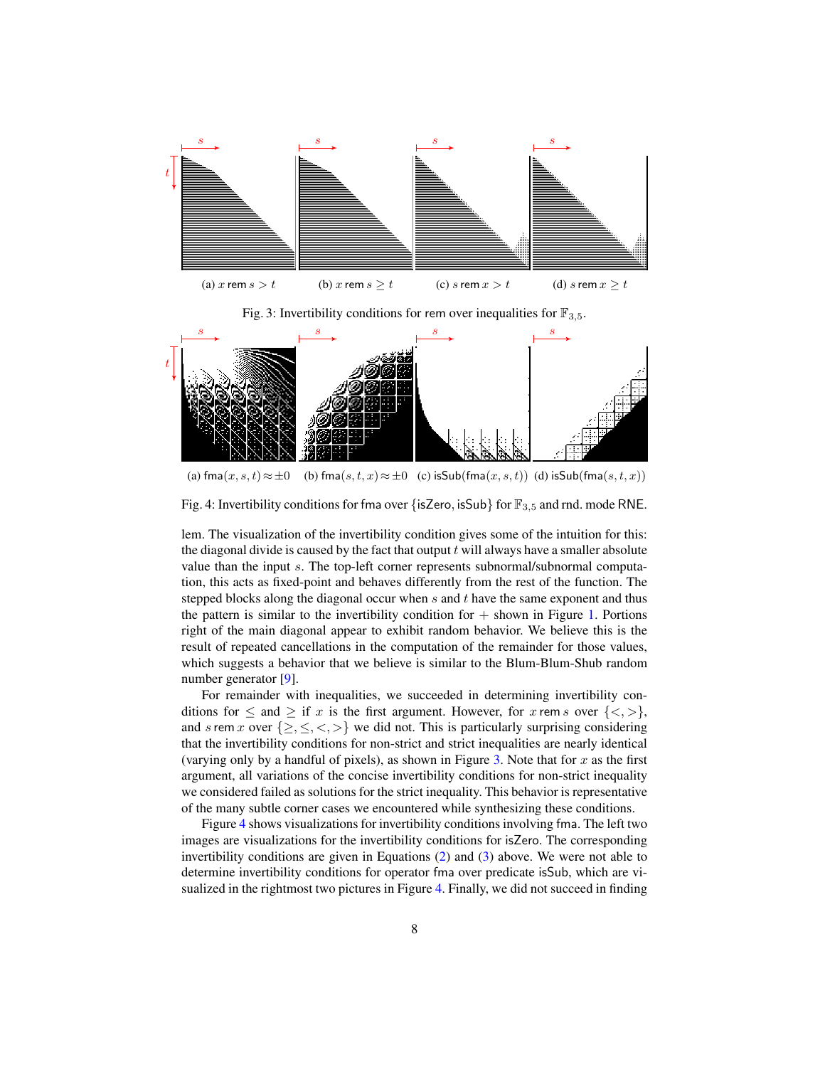(a) $x \,\text{rem}\, s > t$ (b) $x \,\text{rem}\, s \geq t$ (c) $s \,\text{rem}\, x > t$ (d) $s \,\text{rem}\, x \geq t$

Fig. 3: Invertibility conditions for rem over inequalities for $\mathbb{F}_{3,5}$.

(a) $\text{fma}(x, s, t) \approx \pm 0$ (b) $\text{fma}(s, t, x) \approx \pm 0$ (c) $\text{isSub}(\text{fma}(x, s, t))$ (d) $\text{isSub}(\text{fma}(s, t, x))$

Fig. 4: Invertibility conditions for fma over {isZero, isSub} for $\mathbb{F}_{3,5}$ and rnd. mode RNE.

lem. The visualization of the invertibility condition gives some of the intuition for this: the diagonal divide is caused by the fact that output $t$ will always have a smaller absolute value than the input $s$. The top-left corner represents subnormal/subnormal computation, this acts as fixed-point and behaves differently from the rest of the function. The stepped blocks along the diagonal occur when $s$ and $t$ have the same exponent and thus the pattern is similar to the invertibility condition for $+$ shown in Figure 1. Portions right of the main diagonal appear to exhibit random behavior. We believe this is the result of repeated cancellations in the computation of the remainder for those values, which suggests a behavior that we believe is similar to the Blum-Blum-Shub random number generator [9].

For remainder with inequalities, we succeeded in determining invertibility conditions for $\leq$ and $\geq$ if $x$ is the first argument. However, for $x \,\text{rem}\, s$ over $\{<, >\}$, and $s \,\text{rem}\, x$ over $\{\geq, \leq, <, >\}$ we did not. This is particularly surprising considering that the invertibility conditions for non-strict and strict inequalities are nearly identical (varying only by a handful of pixels), as shown in Figure 3. Note that for $x$ as the first argument, all variations of the concise invertibility conditions for non-strict inequality we considered failed as solutions for the strict inequality. This behavior is representative of the many subtle corner cases we encountered while synthesizing these conditions.

Figure 4 shows visualizations for invertibility conditions involving fma. The left two images are visualizations for the invertibility conditions for isZero. The corresponding invertibility conditions are given in Equations (2) and (3) above. We were not able to determine invertibility conditions for operator fma over predicate isSub, which are visualized in the rightmost two pictures in Figure 4. Finally, we did not succeed in finding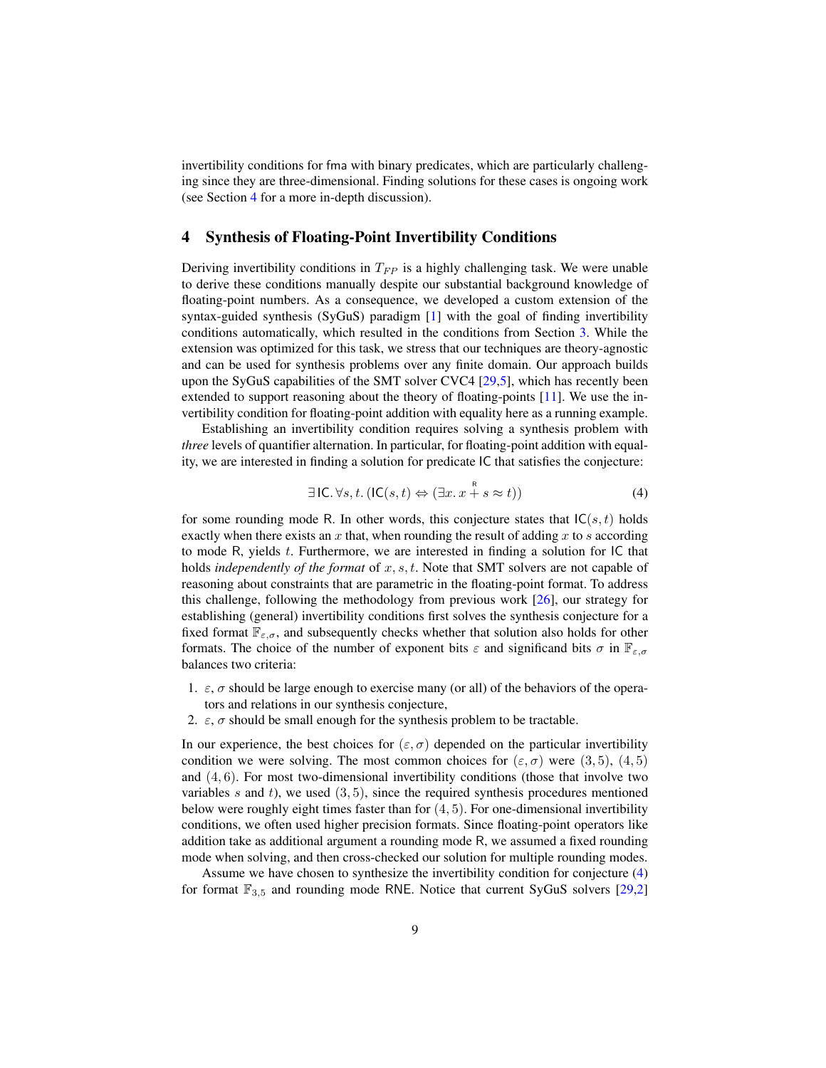invertibility conditions for fma with binary predicates, which are particularly challenging since they are three-dimensional. Finding solutions for these cases is ongoing work (see Section 4 for a more in-depth discussion).

## 4 Synthesis of Floating-Point Invertibility Conditions

Deriving invertibility conditions in $T_{FP}$ is a highly challenging task. We were unable to derive these conditions manually despite our substantial background knowledge of floating-point numbers. As a consequence, we developed a custom extension of the syntax-guided synthesis (SyGuS) paradigm [1] with the goal of finding invertibility conditions automatically, which resulted in the conditions from Section 3. While the extension was optimized for this task, we stress that our techniques are theory-agnostic and can be used for synthesis problems over any finite domain. Our approach builds upon the SyGuS capabilities of the SMT solver CVC4 [29,5], which has recently been extended to support reasoning about the theory of floating-points [11]. We use the invertibility condition for floating-point addition with equality here as a running example.

Establishing an invertibility condition requires solving a synthesis problem with *three* levels of quantifier alternation. In particular, for floating-point addition with equality, we are interested in finding a solution for predicate $\mathsf{IC}$ that satisfies the conjecture:

$$\exists\, \mathsf{IC}.\, \forall s, t.\, (\mathsf{IC}(s,t) \Leftrightarrow (\exists x.\, x \overset{\mathsf{R}}{+} s \approx t)) \tag{4}$$

for some rounding mode $\mathsf{R}$. In other words, this conjecture states that $\mathsf{IC}(s,t)$ holds exactly when there exists an $x$ that, when rounding the result of adding $x$ to $s$ according to mode $\mathsf{R}$, yields $t$. Furthermore, we are interested in finding a solution for $\mathsf{IC}$ that holds *independently of the format* of $x, s, t$. Note that SMT solvers are not capable of reasoning about constraints that are parametric in the floating-point format. To address this challenge, following the methodology from previous work [26], our strategy for establishing (general) invertibility conditions first solves the synthesis conjecture for a fixed format $\mathbb{F}_{\varepsilon,\sigma}$, and subsequently checks whether that solution also holds for other formats. The choice of the number of exponent bits $\varepsilon$ and significand bits $\sigma$ in $\mathbb{F}_{\varepsilon,\sigma}$ balances two criteria:

1. $\varepsilon$, $\sigma$ should be large enough to exercise many (or all) of the behaviors of the operators and relations in our synthesis conjecture,
2. $\varepsilon$, $\sigma$ should be small enough for the synthesis problem to be tractable.

In our experience, the best choices for $(\varepsilon, \sigma)$ depended on the particular invertibility condition we were solving. The most common choices for $(\varepsilon, \sigma)$ were $(3, 5)$, $(4, 5)$ and $(4, 6)$. For most two-dimensional invertibility conditions (those that involve two variables $s$ and $t$), we used $(3, 5)$, since the required synthesis procedures mentioned below were roughly eight times faster than for $(4, 5)$. For one-dimensional invertibility conditions, we often used higher precision formats. Since floating-point operators like addition take as additional argument a rounding mode $\mathsf{R}$, we assumed a fixed rounding mode when solving, and then cross-checked our solution for multiple rounding modes.

Assume we have chosen to synthesize the invertibility condition for conjecture (4) for format $\mathbb{F}_{3,5}$ and rounding mode $\mathsf{RNE}$. Notice that current SyGuS solvers [29,2]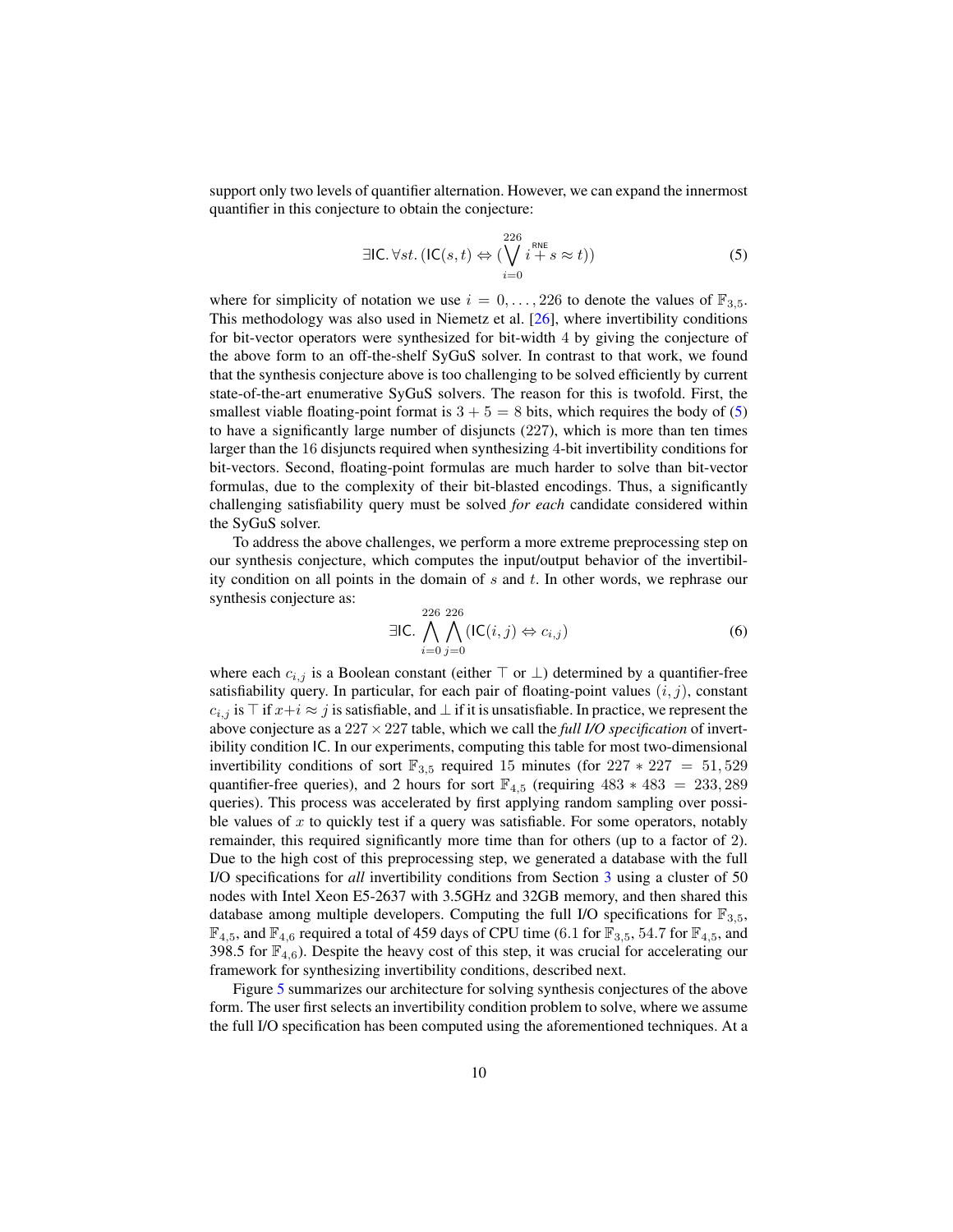support only two levels of quantifier alternation. However, we can expand the innermost quantifier in this conjecture to obtain the conjecture:

$$\exists \mathsf{IC}. \forall st. (\mathsf{IC}(s,t) \Leftrightarrow (\bigvee_{i=0}^{226} i \overset{\text{RNE}}{+} s \approx t)) \tag{5}$$

where for simplicity of notation we use $i = 0, \ldots, 226$ to denote the values of $\mathbb{F}_{3,5}$. This methodology was also used in Niemetz et al. [26], where invertibility conditions for bit-vector operators were synthesized for bit-width 4 by giving the conjecture of the above form to an off-the-shelf SyGuS solver. In contrast to that work, we found that the synthesis conjecture above is too challenging to be solved efficiently by current state-of-the-art enumerative SyGuS solvers. The reason for this is twofold. First, the smallest viable floating-point format is $3 + 5 = 8$ bits, which requires the body of (5) to have a significantly large number of disjuncts (227), which is more than ten times larger than the 16 disjuncts required when synthesizing 4-bit invertibility conditions for bit-vectors. Second, floating-point formulas are much harder to solve than bit-vector formulas, due to the complexity of their bit-blasted encodings. Thus, a significantly challenging satisfiability query must be solved *for each* candidate considered within the SyGuS solver.

To address the above challenges, we perform a more extreme preprocessing step on our synthesis conjecture, which computes the input/output behavior of the invertibility condition on all points in the domain of $s$ and $t$. In other words, we rephrase our synthesis conjecture as:

$$\exists \mathsf{IC}. \bigwedge_{i=0}^{226} \bigwedge_{j=0}^{226} (\mathsf{IC}(i,j) \Leftrightarrow c_{i,j}) \tag{6}$$

where each $c_{i,j}$ is a Boolean constant (either $\top$ or $\bot$) determined by a quantifier-free satisfiability query. In particular, for each pair of floating-point values $(i, j)$, constant $c_{i,j}$ is $\top$ if $x+i \approx j$ is satisfiable, and $\bot$ if it is unsatisfiable. In practice, we represent the above conjecture as a $227 \times 227$ table, which we call the *full I/O specification* of invertibility condition IC. In our experiments, computing this table for most two-dimensional invertibility conditions of sort $\mathbb{F}_{3,5}$ required 15 minutes (for $227 * 227 = 51,529$ quantifier-free queries), and 2 hours for sort $\mathbb{F}_{4,5}$ (requiring $483 * 483 = 233,289$ queries). This process was accelerated by first applying random sampling over possible values of $x$ to quickly test if a query was satisfiable. For some operators, notably remainder, this required significantly more time than for others (up to a factor of 2). Due to the high cost of this preprocessing step, we generated a database with the full I/O specifications for *all* invertibility conditions from Section 3 using a cluster of 50 nodes with Intel Xeon E5-2637 with 3.5GHz and 32GB memory, and then shared this database among multiple developers. Computing the full I/O specifications for $\mathbb{F}_{3,5}$, $\mathbb{F}_{4,5}$, and $\mathbb{F}_{4,6}$ required a total of 459 days of CPU time (6.1 for $\mathbb{F}_{3,5}$, 54.7 for $\mathbb{F}_{4,5}$, and 398.5 for $\mathbb{F}_{4,6}$). Despite the heavy cost of this step, it was crucial for accelerating our framework for synthesizing invertibility conditions, described next.

Figure 5 summarizes our architecture for solving synthesis conjectures of the above form. The user first selects an invertibility condition problem to solve, where we assume the full I/O specification has been computed using the aforementioned techniques. At a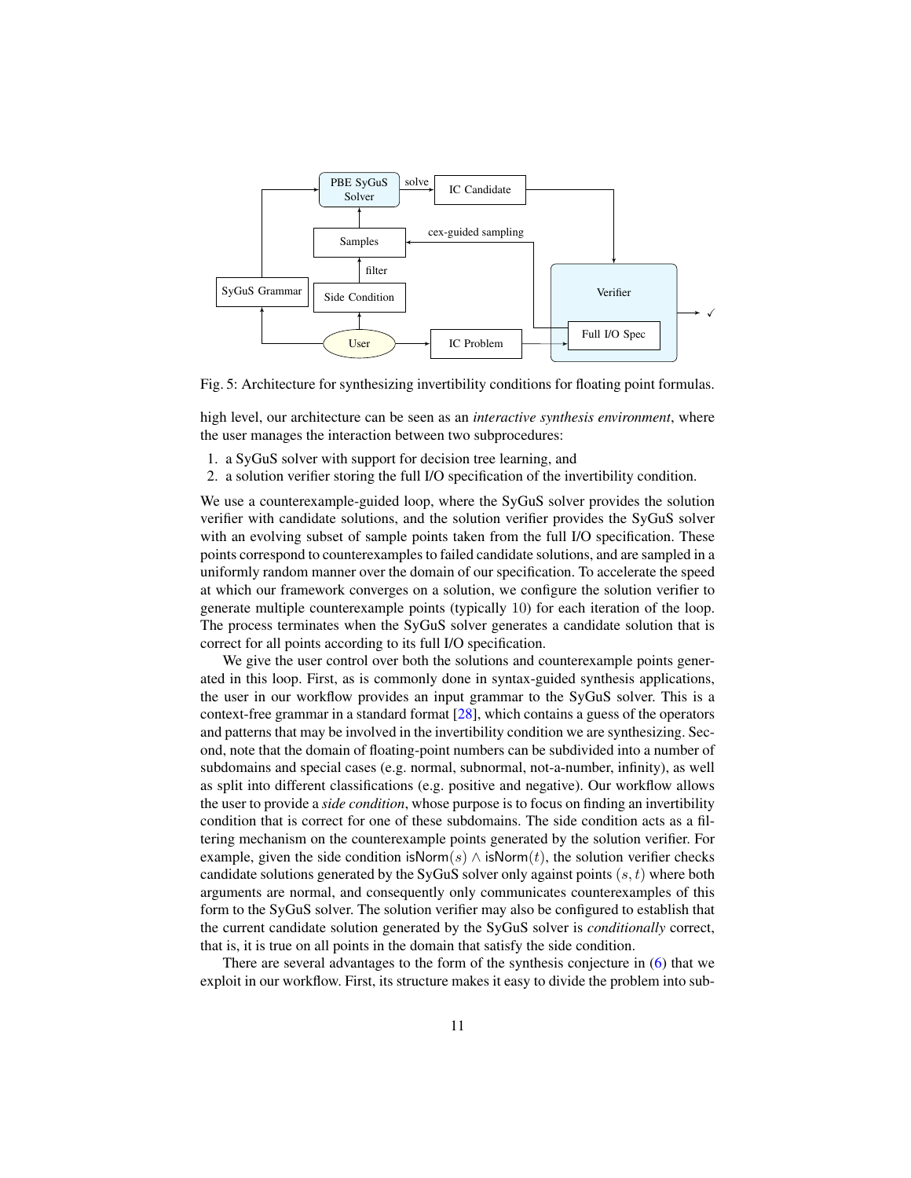PBE SyGuS Solver

solve

IC Candidate

Samples

cex-guided sampling

filter

SyGuS Grammar

Side Condition

Verifier

✓

Full I/O Spec

User

IC Problem

Fig. 5: Architecture for synthesizing invertibility conditions for floating point formulas.

high level, our architecture can be seen as an *interactive synthesis environment*, where the user manages the interaction between two subprocedures:

1. a SyGuS solver with support for decision tree learning, and
2. a solution verifier storing the full I/O specification of the invertibility condition.

We use a counterexample-guided loop, where the SyGuS solver provides the solution verifier with candidate solutions, and the solution verifier provides the SyGuS solver with an evolving subset of sample points taken from the full I/O specification. These points correspond to counterexamples to failed candidate solutions, and are sampled in a uniformly random manner over the domain of our specification. To accelerate the speed at which our framework converges on a solution, we configure the solution verifier to generate multiple counterexample points (typically 10) for each iteration of the loop. The process terminates when the SyGuS solver generates a candidate solution that is correct for all points according to its full I/O specification.

We give the user control over both the solutions and counterexample points generated in this loop. First, as is commonly done in syntax-guided synthesis applications, the user in our workflow provides an input grammar to the SyGuS solver. This is a context-free grammar in a standard format [28], which contains a guess of the operators and patterns that may be involved in the invertibility condition we are synthesizing. Second, note that the domain of floating-point numbers can be subdivided into a number of subdomains and special cases (e.g. normal, subnormal, not-a-number, infinity), as well as split into different classifications (e.g. positive and negative). Our workflow allows the user to provide a *side condition*, whose purpose is to focus on finding an invertibility condition that is correct for one of these subdomains. The side condition acts as a filtering mechanism on the counterexample points generated by the solution verifier. For example, given the side condition $\mathsf{isNorm}(s) \wedge \mathsf{isNorm}(t)$, the solution verifier checks candidate solutions generated by the SyGuS solver only against points $(s, t)$ where both arguments are normal, and consequently only communicates counterexamples of this form to the SyGuS solver. The solution verifier may also be configured to establish that the current candidate solution generated by the SyGuS solver is *conditionally* correct, that is, it is true on all points in the domain that satisfy the side condition.

There are several advantages to the form of the synthesis conjecture in (6) that we exploit in our workflow. First, its structure makes it easy to divide the problem into sub-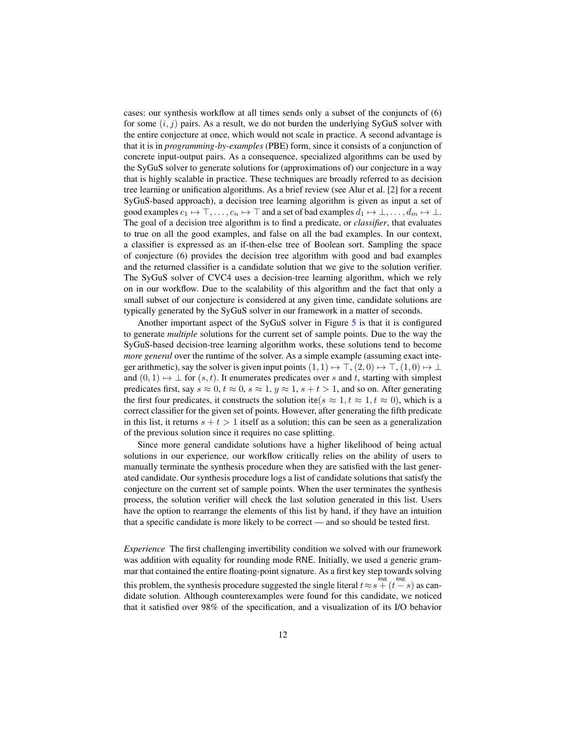cases: our synthesis workflow at all times sends only a subset of the conjuncts of (6) for some $(i, j)$ pairs. As a result, we do not burden the underlying SyGuS solver with the entire conjecture at once, which would not scale in practice. A second advantage is that it is in *programming-by-examples* (PBE) form, since it consists of a conjunction of concrete input-output pairs. As a consequence, specialized algorithms can be used by the SyGuS solver to generate solutions for (approximations of) our conjecture in a way that is highly scalable in practice. These techniques are broadly referred to as decision tree learning or unification algorithms. As a brief review (see Alur et al. [2] for a recent SyGuS-based approach), a decision tree learning algorithm is given as input a set of good examples $c_1 \mapsto \top, \ldots, c_n \mapsto \top$ and a set of bad examples $d_1 \mapsto \bot, \ldots, d_m \mapsto \bot$. The goal of a decision tree algorithm is to find a predicate, or *classifier*, that evaluates to true on all the good examples, and false on all the bad examples. In our context, a classifier is expressed as an if-then-else tree of Boolean sort. Sampling the space of conjecture (6) provides the decision tree algorithm with good and bad examples and the returned classifier is a candidate solution that we give to the solution verifier. The SyGuS solver of CVC4 uses a decision-tree learning algorithm, which we rely on in our workflow. Due to the scalability of this algorithm and the fact that only a small subset of our conjecture is considered at any given time, candidate solutions are typically generated by the SyGuS solver in our framework in a matter of seconds.

Another important aspect of the SyGuS solver in Figure 5 is that it is configured to generate *multiple* solutions for the current set of sample points. Due to the way the SyGuS-based decision-tree learning algorithm works, these solutions tend to become *more general* over the runtime of the solver. As a simple example (assuming exact integer arithmetic), say the solver is given input points $(1, 1) \mapsto \top$, $(2, 0) \mapsto \top$, $(1, 0) \mapsto \bot$ and $(0, 1) \mapsto \bot$ for $(s, t)$. It enumerates predicates over $s$ and $t$, starting with simplest predicates first, say $s \approx 0$, $t \approx 0$, $s \approx 1$, $y \approx 1$, $s + t > 1$, and so on. After generating the first four predicates, it constructs the solution $\mathsf{ite}(s \approx 1, t \approx 1, t \approx 0)$, which is a correct classifier for the given set of points. However, after generating the fifth predicate in this list, it returns $s + t > 1$ itself as a solution; this can be seen as a generalization of the previous solution since it requires no case splitting.

Since more general candidate solutions have a higher likelihood of being actual solutions in our experience, our workflow critically relies on the ability of users to manually terminate the synthesis procedure when they are satisfied with the last generated candidate. Our synthesis procedure logs a list of candidate solutions that satisfy the conjecture on the current set of sample points. When the user terminates the synthesis process, the solution verifier will check the last solution generated in this list. Users have the option to rearrange the elements of this list by hand, if they have an intuition that a specific candidate is more likely to be correct — and so should be tested first.

*Experience* The first challenging invertibility condition we solved with our framework was addition with equality for rounding mode RNE. Initially, we used a generic grammar that contained the entire floating-point signature. As a first key step towards solving this problem, the synthesis procedure suggested the single literal $t \approx s \overset{\mathsf{RNE}}{+} (t \overset{\mathsf{RNE}}{-} s)$ as candidate solution. Although counterexamples were found for this candidate, we noticed that it satisfied over 98% of the specification, and a visualization of its I/O behavior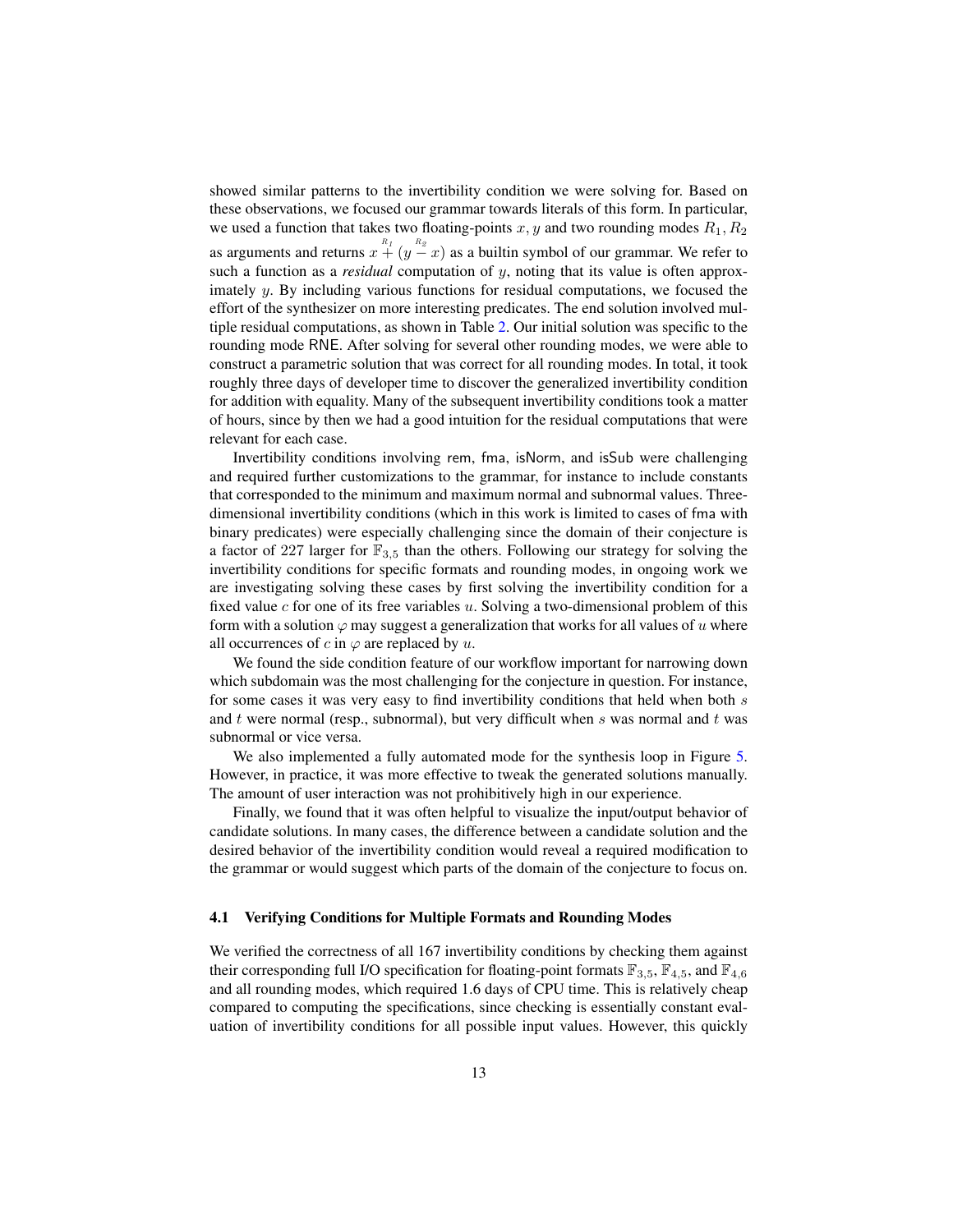showed similar patterns to the invertibility condition we were solving for. Based on these observations, we focused our grammar towards literals of this form. In particular, we used a function that takes two floating-points $x, y$ and two rounding modes $R_1, R_2$ as arguments and returns $x \overset{R_1}{+} (y \overset{R_2}{-} x)$ as a builtin symbol of our grammar. We refer to such a function as a *residual* computation of $y$, noting that its value is often approximately $y$. By including various functions for residual computations, we focused the effort of the synthesizer on more interesting predicates. The end solution involved multiple residual computations, as shown in Table 2. Our initial solution was specific to the rounding mode RNE. After solving for several other rounding modes, we were able to construct a parametric solution that was correct for all rounding modes. In total, it took roughly three days of developer time to discover the generalized invertibility condition for addition with equality. Many of the subsequent invertibility conditions took a matter of hours, since by then we had a good intuition for the residual computations that were relevant for each case.

Invertibility conditions involving rem, fma, isNorm, and isSub were challenging and required further customizations to the grammar, for instance to include constants that corresponded to the minimum and maximum normal and subnormal values. Three-dimensional invertibility conditions (which in this work is limited to cases of fma with binary predicates) were especially challenging since the domain of their conjecture is a factor of 227 larger for $\mathbb{F}_{3,5}$ than the others. Following our strategy for solving the invertibility conditions for specific formats and rounding modes, in ongoing work we are investigating solving these cases by first solving the invertibility condition for a fixed value $c$ for one of its free variables $u$. Solving a two-dimensional problem of this form with a solution $\varphi$ may suggest a generalization that works for all values of $u$ where all occurrences of $c$ in $\varphi$ are replaced by $u$.

We found the side condition feature of our workflow important for narrowing down which subdomain was the most challenging for the conjecture in question. For instance, for some cases it was very easy to find invertibility conditions that held when both $s$ and $t$ were normal (resp., subnormal), but very difficult when $s$ was normal and $t$ was subnormal or vice versa.

We also implemented a fully automated mode for the synthesis loop in Figure 5. However, in practice, it was more effective to tweak the generated solutions manually. The amount of user interaction was not prohibitively high in our experience.

Finally, we found that it was often helpful to visualize the input/output behavior of candidate solutions. In many cases, the difference between a candidate solution and the desired behavior of the invertibility condition would reveal a required modification to the grammar or would suggest which parts of the domain of the conjecture to focus on.

### 4.1 Verifying Conditions for Multiple Formats and Rounding Modes

We verified the correctness of all 167 invertibility conditions by checking them against their corresponding full I/O specification for floating-point formats $\mathbb{F}_{3,5}$, $\mathbb{F}_{4,5}$, and $\mathbb{F}_{4,6}$ and all rounding modes, which required 1.6 days of CPU time. This is relatively cheap compared to computing the specifications, since checking is essentially constant evaluation of invertibility conditions for all possible input values. However, this quickly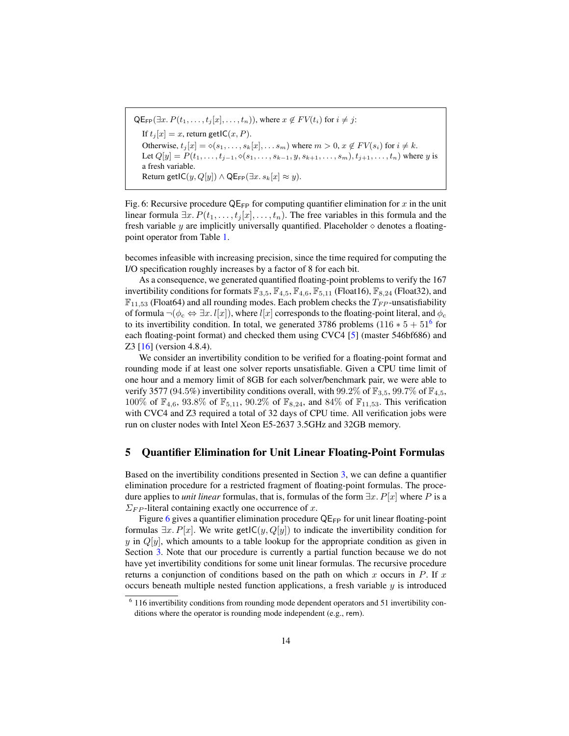$\mathsf{QE_{FP}}(\exists x.\, P(t_1, \dots, t_j[x], \dots, t_n))$, where $x \notin FV(t_i)$ for $i \neq j$:

If $t_j[x] = x$, return $\mathsf{getIC}(x, P)$.

Otherwise, $t_j[x] = \diamond(s_1, \dots, s_k[x], \dots s_m)$ where $m > 0$, $x \notin FV(s_i)$ for $i \neq k$.

Let $Q[y] = P(t_1, \dots, t_{j-1}, \diamond(s_1, \dots, s_{k-1}, y, s_{k+1}, \dots, s_m), t_{j+1}, \dots, t_n)$ where $y$ is a fresh variable.

Return $\mathsf{getIC}(y, Q[y]) \wedge \mathsf{QE_{FP}}(\exists x.\, s_k[x] \approx y)$.

Fig. 6: Recursive procedure $\mathsf{QE_{FP}}$ for computing quantifier elimination for $x$ in the unit linear formula $\exists x.\, P(t_1, \dots, t_j[x], \dots, t_n)$. The free variables in this formula and the fresh variable $y$ are implicitly universally quantified. Placeholder $\diamond$ denotes a floating-point operator from Table 1.

becomes infeasible with increasing precision, since the time required for computing the I/O specification roughly increases by a factor of 8 for each bit.

As a consequence, we generated quantified floating-point problems to verify the 167 invertibility conditions for formats $\mathbb{F}_{3,5}$, $\mathbb{F}_{4,5}$, $\mathbb{F}_{4,6}$, $\mathbb{F}_{5,11}$ (Float16), $\mathbb{F}_{8,24}$ (Float32), and $\mathbb{F}_{11,53}$ (Float64) and all rounding modes. Each problem checks the $T_{FP}$-unsatisfiability of formula $\neg(\phi_c \Leftrightarrow \exists x.\, l[x])$, where $l[x]$ corresponds to the floating-point literal, and $\phi_c$ to its invertibility condition. In total, we generated 3786 problems ($116 * 5 + 51$[6] for each floating-point format) and checked them using CVC4 [5] (master 546bf686) and Z3 [16] (version 4.8.4).

We consider an invertibility condition to be verified for a floating-point format and rounding mode if at least one solver reports unsatisfiable. Given a CPU time limit of one hour and a memory limit of 8GB for each solver/benchmark pair, we were able to verify 3577 (94.5%) invertibility conditions overall, with 99.2% of $\mathbb{F}_{3,5}$, 99.7% of $\mathbb{F}_{4,5}$, 100% of $\mathbb{F}_{4,6}$, 93.8% of $\mathbb{F}_{5,11}$, 90.2% of $\mathbb{F}_{8,24}$, and 84% of $\mathbb{F}_{11,53}$. This verification with CVC4 and Z3 required a total of 32 days of CPU time. All verification jobs were run on cluster nodes with Intel Xeon E5-2637 3.5GHz and 32GB memory.

## 5 Quantifier Elimination for Unit Linear Floating-Point Formulas

Based on the invertibility conditions presented in Section 3, we can define a quantifier elimination procedure for a restricted fragment of floating-point formulas. The procedure applies to *unit linear* formulas, that is, formulas of the form $\exists x.\, P[x]$ where $P$ is a $\Sigma_{FP}$-literal containing exactly one occurrence of $x$.

Figure 6 gives a quantifier elimination procedure $\mathsf{QE_{FP}}$ for unit linear floating-point formulas $\exists x.\, P[x]$. We write $\mathsf{getIC}(y, Q[y])$ to indicate the invertibility condition for $y$ in $Q[y]$, which amounts to a table lookup for the appropriate condition as given in Section 3. Note that our procedure is currently a partial function because we do not have yet invertibility conditions for some unit linear formulas. The recursive procedure returns a conjunction of conditions based on the path on which $x$ occurs in $P$. If $x$ occurs beneath multiple nested function applications, a fresh variable $y$ is introduced

[6] 116 invertibility conditions from rounding mode dependent operators and 51 invertibility conditions where the operator is rounding mode independent (e.g., rem).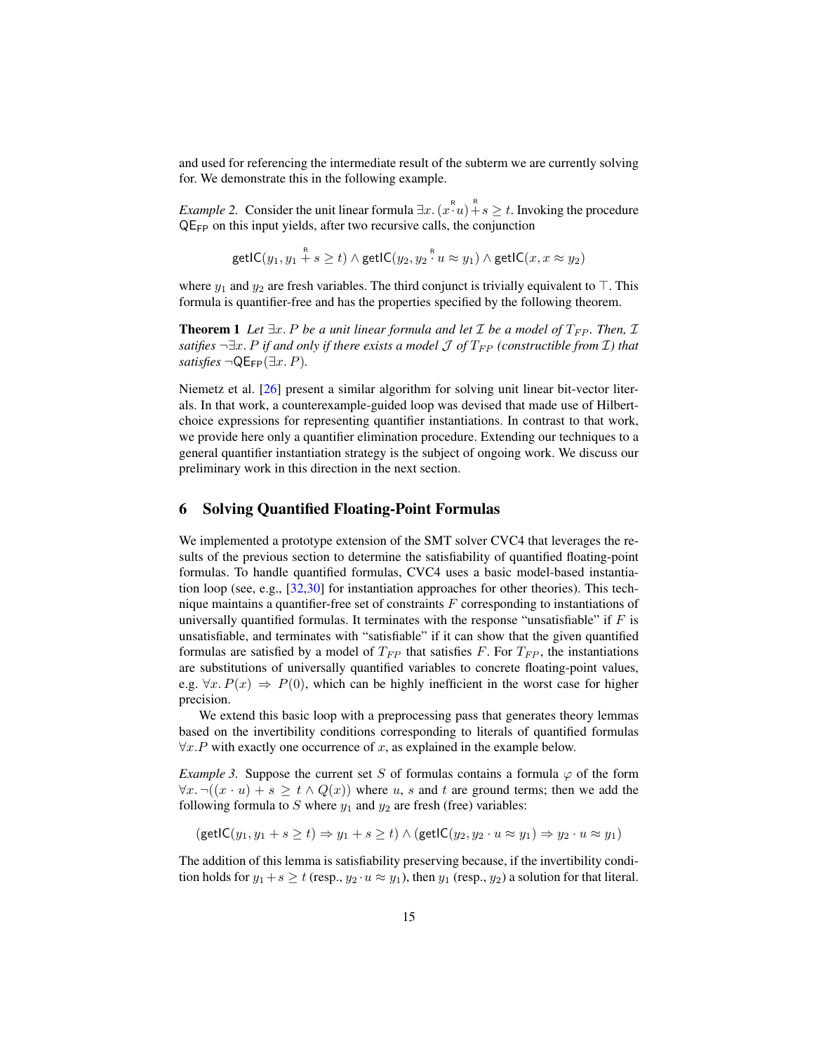and used for referencing the intermediate result of the subterm we are currently solving for. We demonstrate this in the following example.

*Example 2.* Consider the unit linear formula $\exists x. (x \overset{\mathsf{R}}{\cdot} u) \overset{\mathsf{R}}{+} s \geq t$. Invoking the procedure $\mathsf{QE_{FP}}$ on this input yields, after two recursive calls, the conjunction

$$\mathsf{getIC}(y_1, y_1 \overset{\mathsf{R}}{+} s \geq t) \wedge \mathsf{getIC}(y_2, y_2 \overset{\mathsf{R}}{\cdot} u \approx y_1) \wedge \mathsf{getIC}(x, x \approx y_2)$$

where $y_1$ and $y_2$ are fresh variables. The third conjunct is trivially equivalent to $\top$. This formula is quantifier-free and has the properties specified by the following theorem.

**Theorem 1** *Let $\exists x. P$ be a unit linear formula and let $\mathcal{I}$ be a model of $T_{FP}$. Then, $\mathcal{I}$ satifies $\neg\exists x. P$ if and only if there exists a model $\mathcal{J}$ of $T_{FP}$ (constructible from $\mathcal{I}$) that satisfies $\neg\mathsf{QE_{FP}}(\exists x. P)$.*

Niemetz et al. [26] present a similar algorithm for solving unit linear bit-vector literals. In that work, a counterexample-guided loop was devised that made use of Hilbert-choice expressions for representing quantifier instantiations. In contrast to that work, we provide here only a quantifier elimination procedure. Extending our techniques to a general quantifier instantiation strategy is the subject of ongoing work. We discuss our preliminary work in this direction in the next section.

## 6 Solving Quantified Floating-Point Formulas

We implemented a prototype extension of the SMT solver CVC4 that leverages the results of the previous section to determine the satisfiability of quantified floating-point formulas. To handle quantified formulas, CVC4 uses a basic model-based instantiation loop (see, e.g., [32,30] for instantiation approaches for other theories). This technique maintains a quantifier-free set of constraints $F$ corresponding to instantiations of universally quantified formulas. It terminates with the response "unsatisfiable" if $F$ is unsatisfiable, and terminates with "satisfiable" if it can show that the given quantified formulas are satisfied by a model of $T_{FP}$ that satisfies $F$. For $T_{FP}$, the instantiations are substitutions of universally quantified variables to concrete floating-point values, e.g. $\forall x. P(x) \Rightarrow P(0)$, which can be highly inefficient in the worst case for higher precision.

We extend this basic loop with a preprocessing pass that generates theory lemmas based on the invertibility conditions corresponding to literals of quantified formulas $\forall x.P$ with exactly one occurrence of $x$, as explained in the example below.

*Example 3.* Suppose the current set $S$ of formulas contains a formula $\varphi$ of the form $\forall x. \neg((x \cdot u) + s \geq t \wedge Q(x))$ where $u$, $s$ and $t$ are ground terms; then we add the following formula to $S$ where $y_1$ and $y_2$ are fresh (free) variables:

$$(\mathsf{getIC}(y_1, y_1 + s \geq t) \Rightarrow y_1 + s \geq t) \wedge (\mathsf{getIC}(y_2, y_2 \cdot u \approx y_1) \Rightarrow y_2 \cdot u \approx y_1)$$

The addition of this lemma is satisfiability preserving because, if the invertibility condition holds for $y_1 + s \geq t$ (resp., $y_2 \cdot u \approx y_1$), then $y_1$ (resp., $y_2$) a solution for that literal.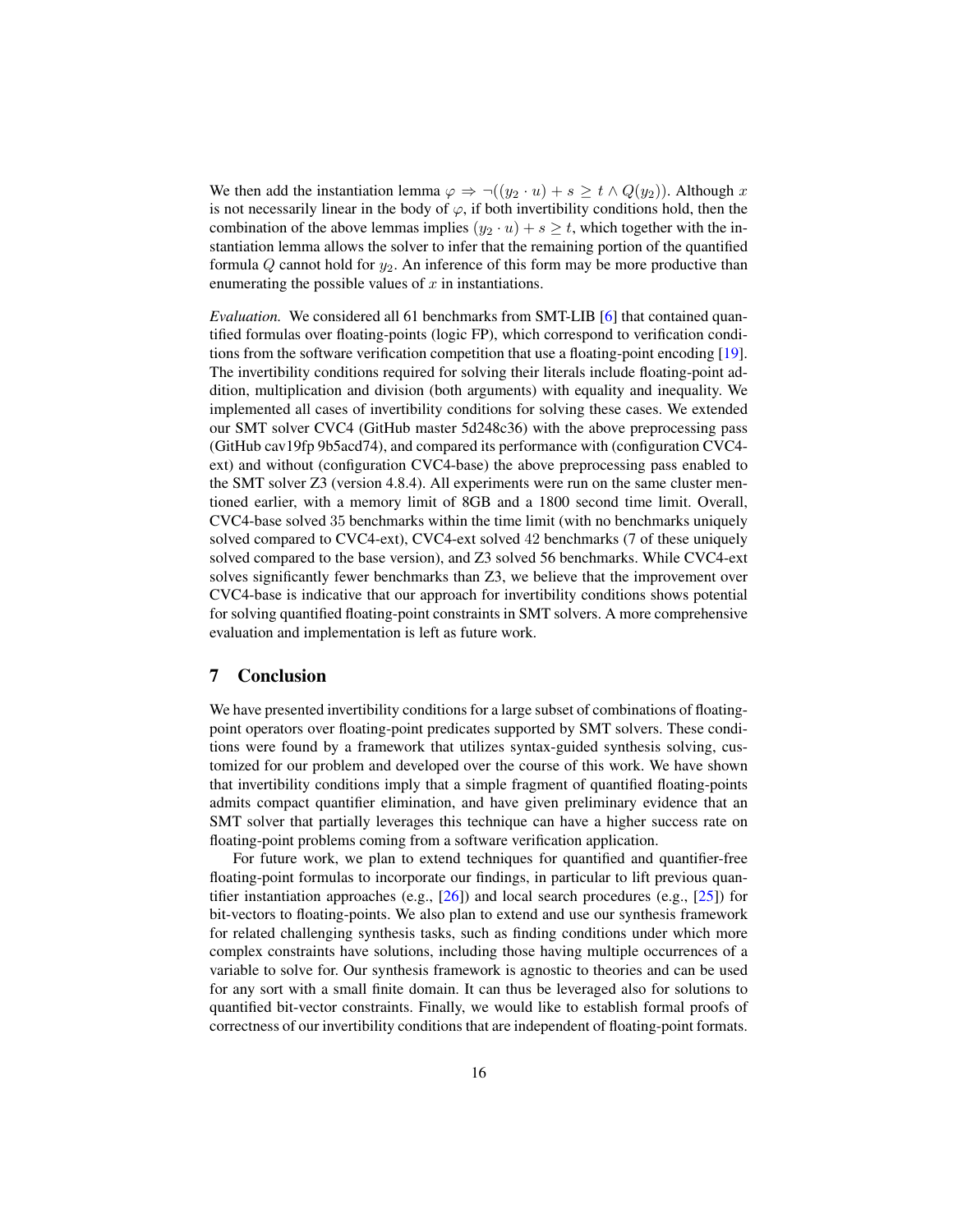We then add the instantiation lemma $\varphi \Rightarrow \neg((y_2 \cdot u) + s \geq t \wedge Q(y_2))$. Although $x$ is not necessarily linear in the body of $\varphi$, if both invertibility conditions hold, then the combination of the above lemmas implies $(y_2 \cdot u) + s \geq t$, which together with the instantiation lemma allows the solver to infer that the remaining portion of the quantified formula $Q$ cannot hold for $y_2$. An inference of this form may be more productive than enumerating the possible values of $x$ in instantiations.

*Evaluation.* We considered all 61 benchmarks from SMT-LIB [6] that contained quantified formulas over floating-points (logic FP), which correspond to verification conditions from the software verification competition that use a floating-point encoding [19]. The invertibility conditions required for solving their literals include floating-point addition, multiplication and division (both arguments) with equality and inequality. We implemented all cases of invertibility conditions for solving these cases. We extended our SMT solver CVC4 (GitHub master 5d248c36) with the above preprocessing pass (GitHub cav19fp 9b5acd74), and compared its performance with (configuration CVC4-ext) and without (configuration CVC4-base) the above preprocessing pass enabled to the SMT solver Z3 (version 4.8.4). All experiments were run on the same cluster mentioned earlier, with a memory limit of 8GB and a 1800 second time limit. Overall, CVC4-base solved 35 benchmarks within the time limit (with no benchmarks uniquely solved compared to CVC4-ext), CVC4-ext solved 42 benchmarks (7 of these uniquely solved compared to the base version), and Z3 solved 56 benchmarks. While CVC4-ext solves significantly fewer benchmarks than Z3, we believe that the improvement over CVC4-base is indicative that our approach for invertibility conditions shows potential for solving quantified floating-point constraints in SMT solvers. A more comprehensive evaluation and implementation is left as future work.

## 7 Conclusion

We have presented invertibility conditions for a large subset of combinations of floating-point operators over floating-point predicates supported by SMT solvers. These conditions were found by a framework that utilizes syntax-guided synthesis solving, customized for our problem and developed over the course of this work. We have shown that invertibility conditions imply that a simple fragment of quantified floating-points admits compact quantifier elimination, and have given preliminary evidence that an SMT solver that partially leverages this technique can have a higher success rate on floating-point problems coming from a software verification application.

For future work, we plan to extend techniques for quantified and quantifier-free floating-point formulas to incorporate our findings, in particular to lift previous quantifier instantiation approaches (e.g., [26]) and local search procedures (e.g., [25]) for bit-vectors to floating-points. We also plan to extend and use our synthesis framework for related challenging synthesis tasks, such as finding conditions under which more complex constraints have solutions, including those having multiple occurrences of a variable to solve for. Our synthesis framework is agnostic to theories and can be used for any sort with a small finite domain. It can thus be leveraged also for solutions to quantified bit-vector constraints. Finally, we would like to establish formal proofs of correctness of our invertibility conditions that are independent of floating-point formats.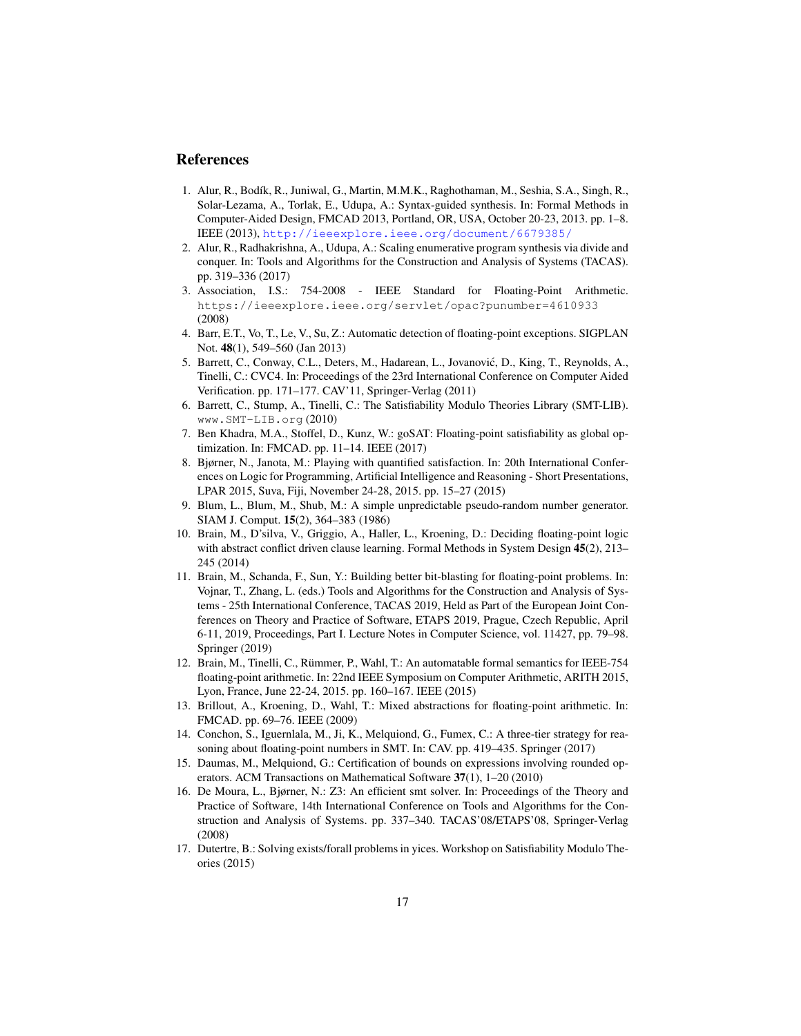## References

1. Alur, R., Bodík, R., Juniwal, G., Martin, M.M.K., Raghothaman, M., Seshia, S.A., Singh, R., Solar-Lezama, A., Torlak, E., Udupa, A.: Syntax-guided synthesis. In: Formal Methods in Computer-Aided Design, FMCAD 2013, Portland, OR, USA, October 20-23, 2013. pp. 1–8. IEEE (2013), http://ieeexplore.ieee.org/document/6679385/
2. Alur, R., Radhakrishna, A., Udupa, A.: Scaling enumerative program synthesis via divide and conquer. In: Tools and Algorithms for the Construction and Analysis of Systems (TACAS). pp. 319–336 (2017)
3. Association, I.S.: 754-2008 - IEEE Standard for Floating-Point Arithmetic. https://ieeexplore.ieee.org/servlet/opac?punumber=4610933 (2008)
4. Barr, E.T., Vo, T., Le, V., Su, Z.: Automatic detection of floating-point exceptions. SIGPLAN Not. **48**(1), 549–560 (Jan 2013)
5. Barrett, C., Conway, C.L., Deters, M., Hadarean, L., Jovanović, D., King, T., Reynolds, A., Tinelli, C.: CVC4. In: Proceedings of the 23rd International Conference on Computer Aided Verification. pp. 171–177. CAV'11, Springer-Verlag (2011)
6. Barrett, C., Stump, A., Tinelli, C.: The Satisfiability Modulo Theories Library (SMT-LIB). www.SMT-LIB.org (2010)
7. Ben Khadra, M.A., Stoffel, D., Kunz, W.: goSAT: Floating-point satisfiability as global optimization. In: FMCAD. pp. 11–14. IEEE (2017)
8. Bjørner, N., Janota, M.: Playing with quantified satisfaction. In: 20th International Conferences on Logic for Programming, Artificial Intelligence and Reasoning - Short Presentations, LPAR 2015, Suva, Fiji, November 24-28, 2015. pp. 15–27 (2015)
9. Blum, L., Blum, M., Shub, M.: A simple unpredictable pseudo-random number generator. SIAM J. Comput. **15**(2), 364–383 (1986)
10. Brain, M., D'silva, V., Griggio, A., Haller, L., Kroening, D.: Deciding floating-point logic with abstract conflict driven clause learning. Formal Methods in System Design **45**(2), 213–245 (2014)
11. Brain, M., Schanda, F., Sun, Y.: Building better bit-blasting for floating-point problems. In: Vojnar, T., Zhang, L. (eds.) Tools and Algorithms for the Construction and Analysis of Systems - 25th International Conference, TACAS 2019, Held as Part of the European Joint Conferences on Theory and Practice of Software, ETAPS 2019, Prague, Czech Republic, April 6-11, 2019, Proceedings, Part I. Lecture Notes in Computer Science, vol. 11427, pp. 79–98. Springer (2019)
12. Brain, M., Tinelli, C., Rümmer, P., Wahl, T.: An automatable formal semantics for IEEE-754 floating-point arithmetic. In: 22nd IEEE Symposium on Computer Arithmetic, ARITH 2015, Lyon, France, June 22-24, 2015. pp. 160–167. IEEE (2015)
13. Brillout, A., Kroening, D., Wahl, T.: Mixed abstractions for floating-point arithmetic. In: FMCAD. pp. 69–76. IEEE (2009)
14. Conchon, S., Iguernlala, M., Ji, K., Melquiond, G., Fumex, C.: A three-tier strategy for reasoning about floating-point numbers in SMT. In: CAV. pp. 419–435. Springer (2017)
15. Daumas, M., Melquiond, G.: Certification of bounds on expressions involving rounded operators. ACM Transactions on Mathematical Software **37**(1), 1–20 (2010)
16. De Moura, L., Bjørner, N.: Z3: An efficient smt solver. In: Proceedings of the Theory and Practice of Software, 14th International Conference on Tools and Algorithms for the Construction and Analysis of Systems. pp. 337–340. TACAS'08/ETAPS'08, Springer-Verlag (2008)
17. Dutertre, B.: Solving exists/forall problems in yices. Workshop on Satisfiability Modulo Theories (2015)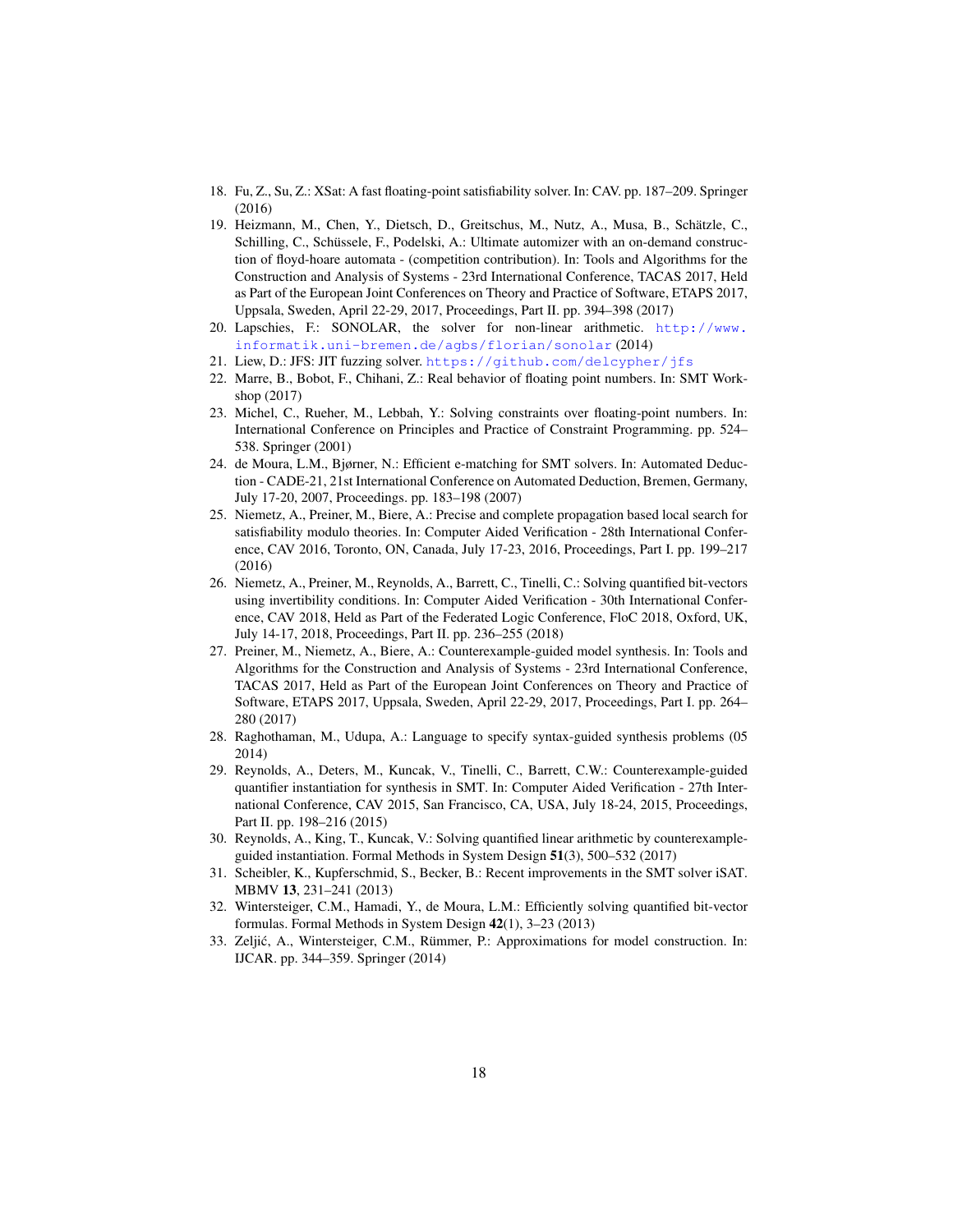18. Fu, Z., Su, Z.: XSat: A fast floating-point satisfiability solver. In: CAV. pp. 187–209. Springer (2016)
19. Heizmann, M., Chen, Y., Dietsch, D., Greitschus, M., Nutz, A., Musa, B., Schätzle, C., Schilling, C., Schüssele, F., Podelski, A.: Ultimate automizer with an on-demand construction of floyd-hoare automata - (competition contribution). In: Tools and Algorithms for the Construction and Analysis of Systems - 23rd International Conference, TACAS 2017, Held as Part of the European Joint Conferences on Theory and Practice of Software, ETAPS 2017, Uppsala, Sweden, April 22-29, 2017, Proceedings, Part II. pp. 394–398 (2017)
20. Lapschies, F.: SONOLAR, the solver for non-linear arithmetic. http://www.informatik.uni-bremen.de/agbs/florian/sonolar (2014)
21. Liew, D.: JFS: JIT fuzzing solver. https://github.com/delcypher/jfs
22. Marre, B., Bobot, F., Chihani, Z.: Real behavior of floating point numbers. In: SMT Workshop (2017)
23. Michel, C., Rueher, M., Lebbah, Y.: Solving constraints over floating-point numbers. In: International Conference on Principles and Practice of Constraint Programming. pp. 524–538. Springer (2001)
24. de Moura, L.M., Bjørner, N.: Efficient e-matching for SMT solvers. In: Automated Deduction - CADE-21, 21st International Conference on Automated Deduction, Bremen, Germany, July 17-20, 2007, Proceedings. pp. 183–198 (2007)
25. Niemetz, A., Preiner, M., Biere, A.: Precise and complete propagation based local search for satisfiability modulo theories. In: Computer Aided Verification - 28th International Conference, CAV 2016, Toronto, ON, Canada, July 17-23, 2016, Proceedings, Part I. pp. 199–217 (2016)
26. Niemetz, A., Preiner, M., Reynolds, A., Barrett, C., Tinelli, C.: Solving quantified bit-vectors using invertibility conditions. In: Computer Aided Verification - 30th International Conference, CAV 2018, Held as Part of the Federated Logic Conference, FloC 2018, Oxford, UK, July 14-17, 2018, Proceedings, Part II. pp. 236–255 (2018)
27. Preiner, M., Niemetz, A., Biere, A.: Counterexample-guided model synthesis. In: Tools and Algorithms for the Construction and Analysis of Systems - 23rd International Conference, TACAS 2017, Held as Part of the European Joint Conferences on Theory and Practice of Software, ETAPS 2017, Uppsala, Sweden, April 22-29, 2017, Proceedings, Part I. pp. 264–280 (2017)
28. Raghothaman, M., Udupa, A.: Language to specify syntax-guided synthesis problems (05 2014)
29. Reynolds, A., Deters, M., Kuncak, V., Tinelli, C., Barrett, C.W.: Counterexample-guided quantifier instantiation for synthesis in SMT. In: Computer Aided Verification - 27th International Conference, CAV 2015, San Francisco, CA, USA, July 18-24, 2015, Proceedings, Part II. pp. 198–216 (2015)
30. Reynolds, A., King, T., Kuncak, V.: Solving quantified linear arithmetic by counterexample-guided instantiation. Formal Methods in System Design **51**(3), 500–532 (2017)
31. Scheibler, K., Kupferschmid, S., Becker, B.: Recent improvements in the SMT solver iSAT. MBMV **13**, 231–241 (2013)
32. Wintersteiger, C.M., Hamadi, Y., de Moura, L.M.: Efficiently solving quantified bit-vector formulas. Formal Methods in System Design **42**(1), 3–23 (2013)
33. Zeljić, A., Wintersteiger, C.M., Rümmer, P.: Approximations for model construction. In: IJCAR. pp. 344–359. Springer (2014)